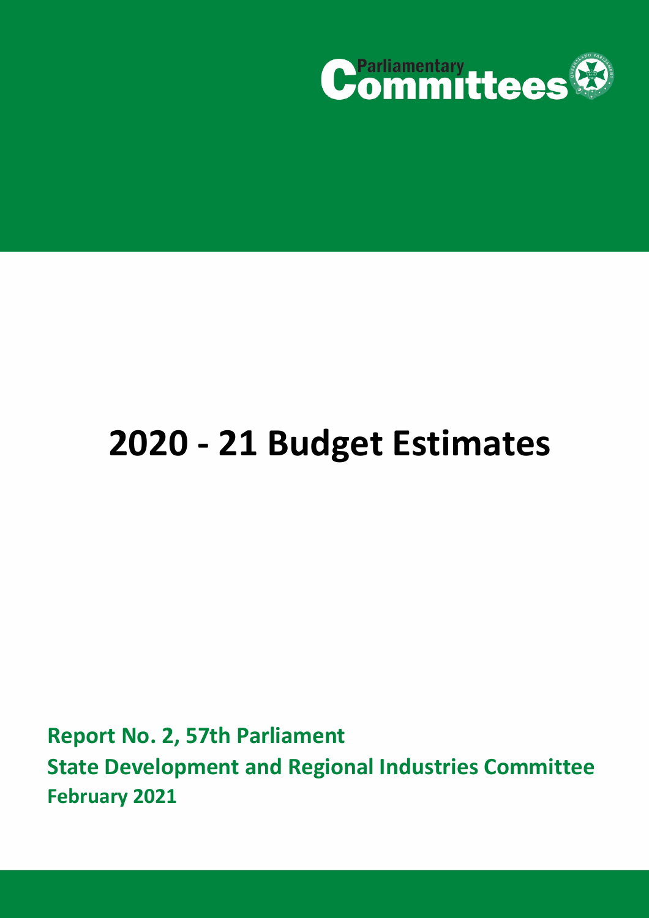Parliamentary Committees

# 2020 - 21 Budget Estimates

**Report No. 2, 57th Parliament**

**State Development and Regional Industries Committee**

**February 2021**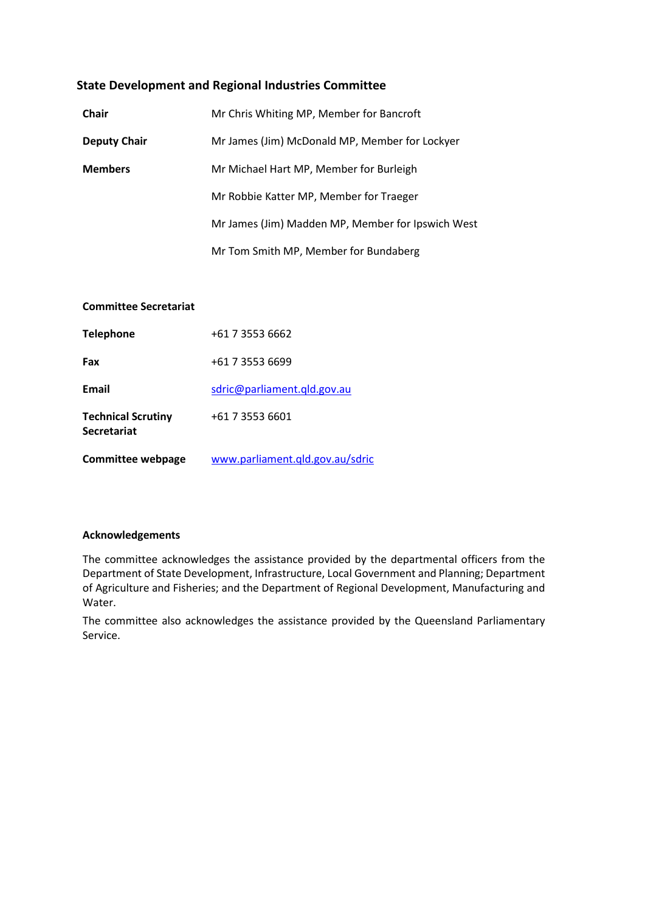## State Development and Regional Industries Committee

| | |
|---|---|
| **Chair** | Mr Chris Whiting MP, Member for Bancroft |
| **Deputy Chair** | Mr James (Jim) McDonald MP, Member for Lockyer |
| **Members** | Mr Michael Hart MP, Member for Burleigh |
| | Mr Robbie Katter MP, Member for Traeger |
| | Mr James (Jim) Madden MP, Member for Ipswich West |
| | Mr Tom Smith MP, Member for Bundaberg |

**Committee Secretariat**

| | |
|---|---|
| **Telephone** | +61 7 3553 6662 |
| **Fax** | +61 7 3553 6699 |
| **Email** | sdric@parliament.qld.gov.au |
| **Technical Scrutiny Secretariat** | +61 7 3553 6601 |
| **Committee webpage** | www.parliament.qld.gov.au/sdric |

**Acknowledgements**

The committee acknowledges the assistance provided by the departmental officers from the Department of State Development, Infrastructure, Local Government and Planning; Department of Agriculture and Fisheries; and the Department of Regional Development, Manufacturing and Water.

The committee also acknowledges the assistance provided by the Queensland Parliamentary Service.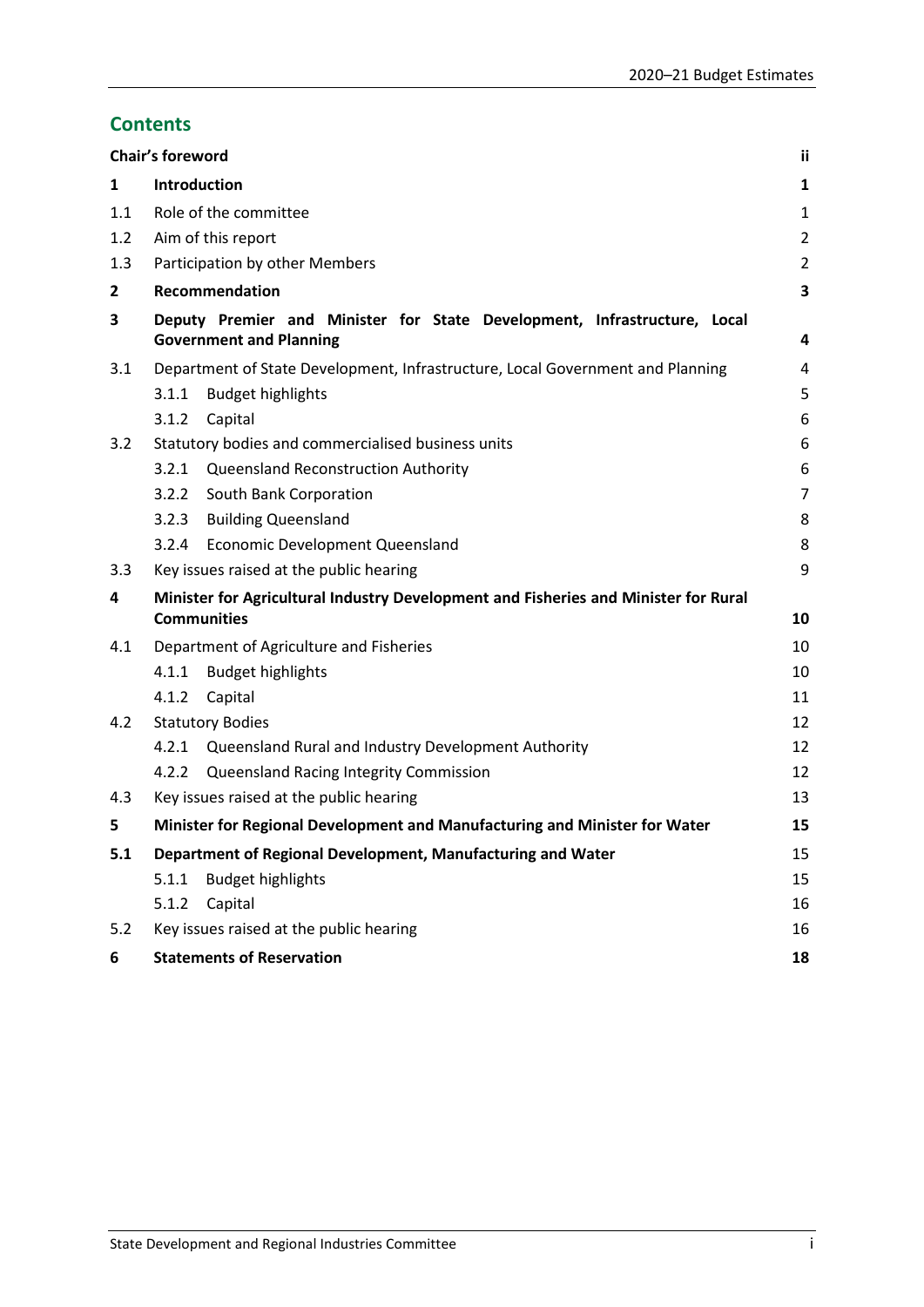## Contents

| | | |
|---|---|---|
| **Chair's foreword** | | **ii** |
| **1** | **Introduction** | **1** |
| 1.1 | Role of the committee | 1 |
| 1.2 | Aim of this report | 2 |
| 1.3 | Participation by other Members | 2 |
| **2** | **Recommendation** | **3** |
| **3** | **Deputy Premier and Minister for State Development, Infrastructure, Local Government and Planning** | **4** |
| 3.1 | Department of State Development, Infrastructure, Local Government and Planning | 4 |
| | 3.1.1 Budget highlights | 5 |
| | 3.1.2 Capital | 6 |
| 3.2 | Statutory bodies and commercialised business units | 6 |
| | 3.2.1 Queensland Reconstruction Authority | 6 |
| | 3.2.2 South Bank Corporation | 7 |
| | 3.2.3 Building Queensland | 8 |
| | 3.2.4 Economic Development Queensland | 8 |
| 3.3 | Key issues raised at the public hearing | 9 |
| **4** | **Minister for Agricultural Industry Development and Fisheries and Minister for Rural Communities** | **10** |
| 4.1 | Department of Agriculture and Fisheries | 10 |
| | 4.1.1 Budget highlights | 10 |
| | 4.1.2 Capital | 11 |
| 4.2 | Statutory Bodies | 12 |
| | 4.2.1 Queensland Rural and Industry Development Authority | 12 |
| | 4.2.2 Queensland Racing Integrity Commission | 12 |
| 4.3 | Key issues raised at the public hearing | 13 |
| **5** | **Minister for Regional Development and Manufacturing and Minister for Water** | **15** |
| **5.1** | **Department of Regional Development, Manufacturing and Water** | 15 |
| | 5.1.1 Budget highlights | 15 |
| | 5.1.2 Capital | 16 |
| 5.2 | Key issues raised at the public hearing | 16 |
| **6** | **Statements of Reservation** | **18** |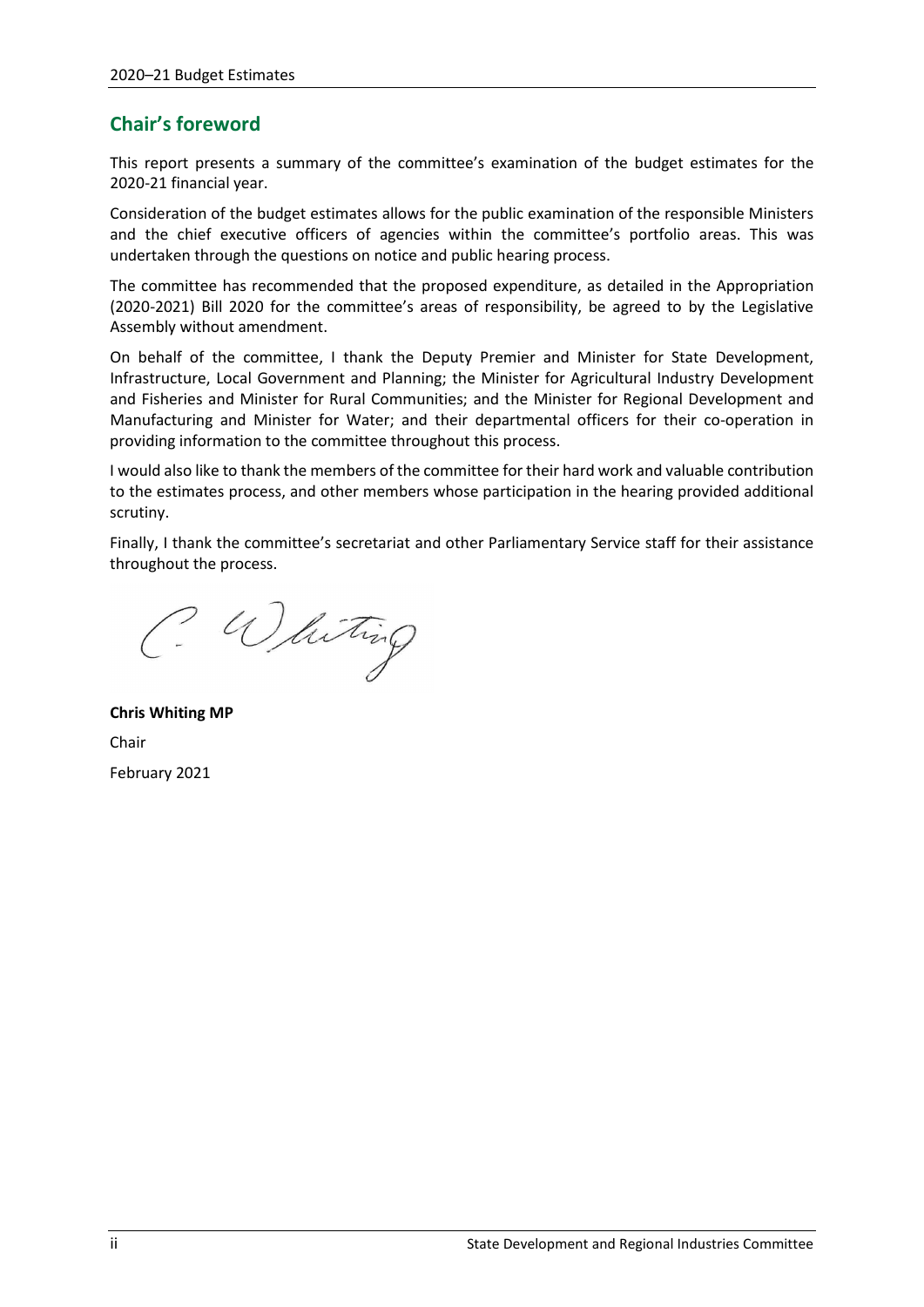## Chair's foreword

This report presents a summary of the committee's examination of the budget estimates for the 2020-21 financial year.

Consideration of the budget estimates allows for the public examination of the responsible Ministers and the chief executive officers of agencies within the committee's portfolio areas. This was undertaken through the questions on notice and public hearing process.

The committee has recommended that the proposed expenditure, as detailed in the Appropriation (2020-2021) Bill 2020 for the committee's areas of responsibility, be agreed to by the Legislative Assembly without amendment.

On behalf of the committee, I thank the Deputy Premier and Minister for State Development, Infrastructure, Local Government and Planning; the Minister for Agricultural Industry Development and Fisheries and Minister for Rural Communities; and the Minister for Regional Development and Manufacturing and Minister for Water; and their departmental officers for their co-operation in providing information to the committee throughout this process.

I would also like to thank the members of the committee for their hard work and valuable contribution to the estimates process, and other members whose participation in the hearing provided additional scrutiny.

Finally, I thank the committee's secretariat and other Parliamentary Service staff for their assistance throughout the process.

C. Whiting

**Chris Whiting MP**

Chair

February 2021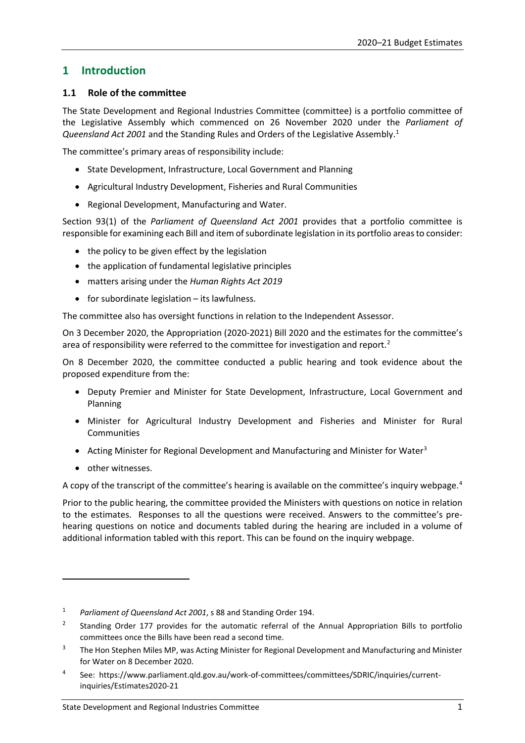# 1 Introduction

## 1.1 Role of the committee

The State Development and Regional Industries Committee (committee) is a portfolio committee of the Legislative Assembly which commenced on 26 November 2020 under the *Parliament of Queensland Act 2001* and the Standing Rules and Orders of the Legislative Assembly.[1]

The committee's primary areas of responsibility include:

- State Development, Infrastructure, Local Government and Planning
- Agricultural Industry Development, Fisheries and Rural Communities
- Regional Development, Manufacturing and Water.

Section 93(1) of the *Parliament of Queensland Act 2001* provides that a portfolio committee is responsible for examining each Bill and item of subordinate legislation in its portfolio areas to consider:

- the policy to be given effect by the legislation
- the application of fundamental legislative principles
- matters arising under the *Human Rights Act 2019*
- for subordinate legislation – its lawfulness.

The committee also has oversight functions in relation to the Independent Assessor.

On 3 December 2020, the Appropriation (2020-2021) Bill 2020 and the estimates for the committee's area of responsibility were referred to the committee for investigation and report.[2]

On 8 December 2020, the committee conducted a public hearing and took evidence about the proposed expenditure from the:

- Deputy Premier and Minister for State Development, Infrastructure, Local Government and Planning
- Minister for Agricultural Industry Development and Fisheries and Minister for Rural Communities
- Acting Minister for Regional Development and Manufacturing and Minister for Water[3]
- other witnesses.

A copy of the transcript of the committee's hearing is available on the committee's inquiry webpage.[4]

Prior to the public hearing, the committee provided the Ministers with questions on notice in relation to the estimates. Responses to all the questions were received. Answers to the committee's pre-hearing questions on notice and documents tabled during the hearing are included in a volume of additional information tabled with this report. This can be found on the inquiry webpage.

---

[1] *Parliament of Queensland Act 2001*, s 88 and Standing Order 194.

[2] Standing Order 177 provides for the automatic referral of the Annual Appropriation Bills to portfolio committees once the Bills have been read a second time.

[3] The Hon Stephen Miles MP, was Acting Minister for Regional Development and Manufacturing and Minister for Water on 8 December 2020.

[4] See: https://www.parliament.qld.gov.au/work-of-committees/committees/SDRIC/inquiries/current-inquiries/Estimates2020-21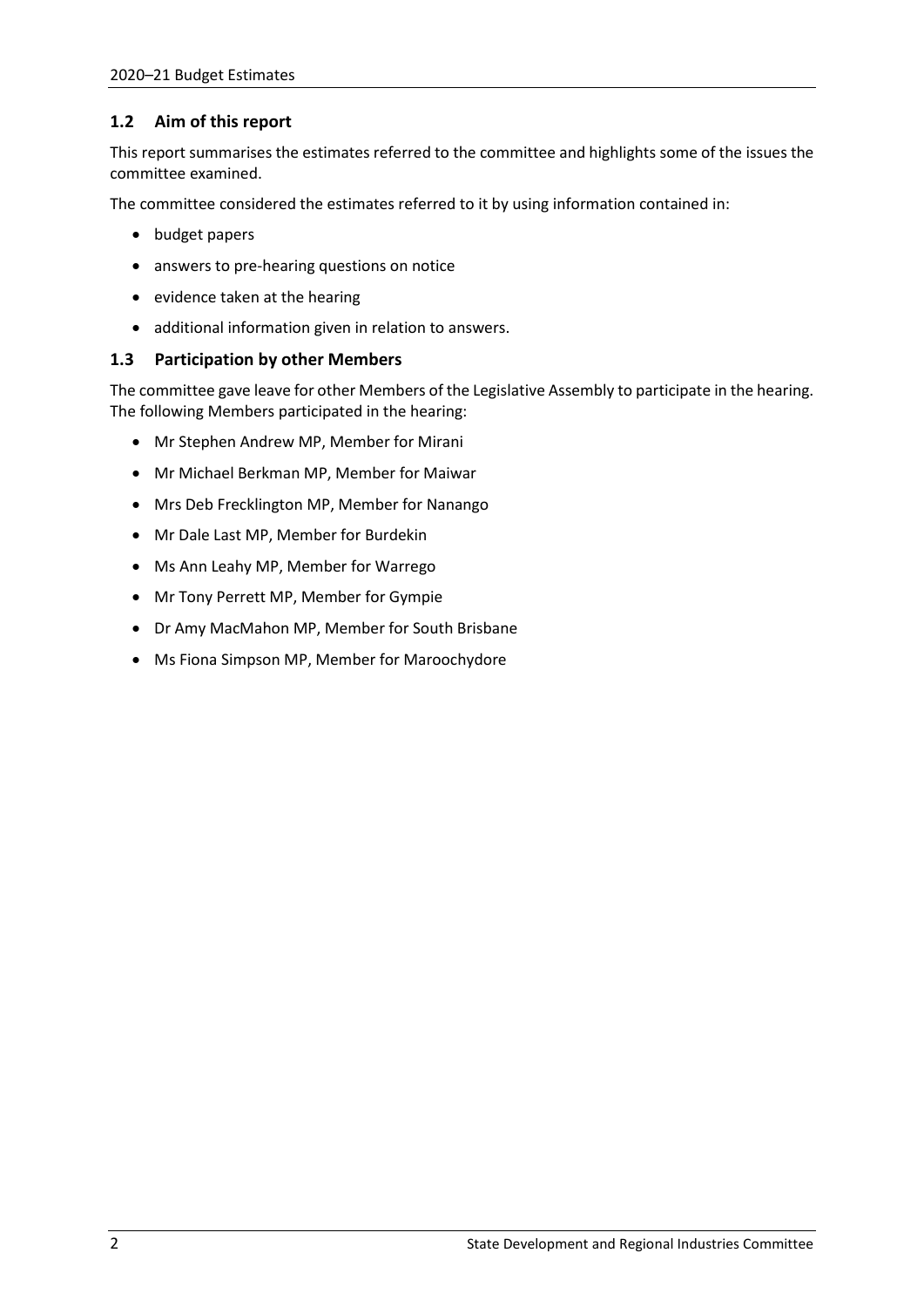## 1.2 Aim of this report

This report summarises the estimates referred to the committee and highlights some of the issues the committee examined.

The committee considered the estimates referred to it by using information contained in:

- budget papers
- answers to pre-hearing questions on notice
- evidence taken at the hearing
- additional information given in relation to answers.

## 1.3 Participation by other Members

The committee gave leave for other Members of the Legislative Assembly to participate in the hearing. The following Members participated in the hearing:

- Mr Stephen Andrew MP, Member for Mirani
- Mr Michael Berkman MP, Member for Maiwar
- Mrs Deb Frecklington MP, Member for Nanango
- Mr Dale Last MP, Member for Burdekin
- Ms Ann Leahy MP, Member for Warrego
- Mr Tony Perrett MP, Member for Gympie
- Dr Amy MacMahon MP, Member for South Brisbane
- Ms Fiona Simpson MP, Member for Maroochydore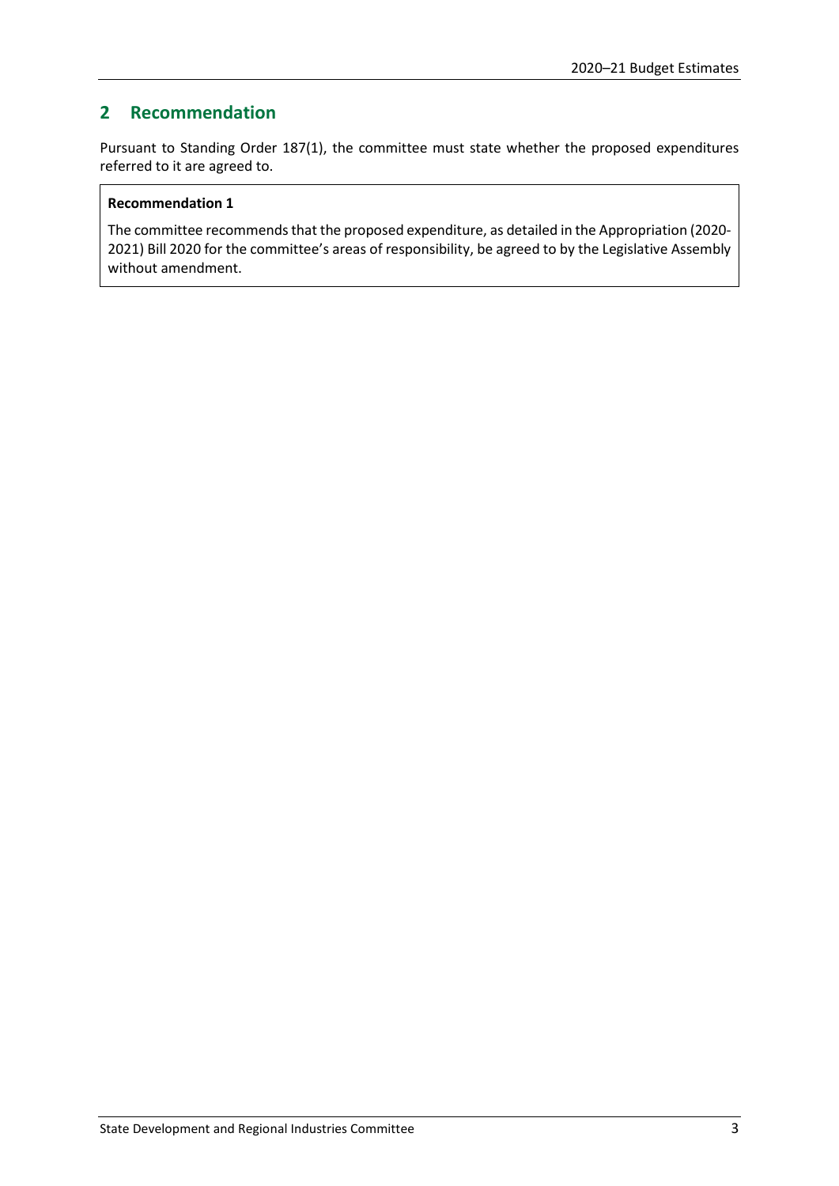## 2 Recommendation

Pursuant to Standing Order 187(1), the committee must state whether the proposed expenditures referred to it are agreed to.

**Recommendation 1**

The committee recommends that the proposed expenditure, as detailed in the Appropriation (2020-2021) Bill 2020 for the committee's areas of responsibility, be agreed to by the Legislative Assembly without amendment.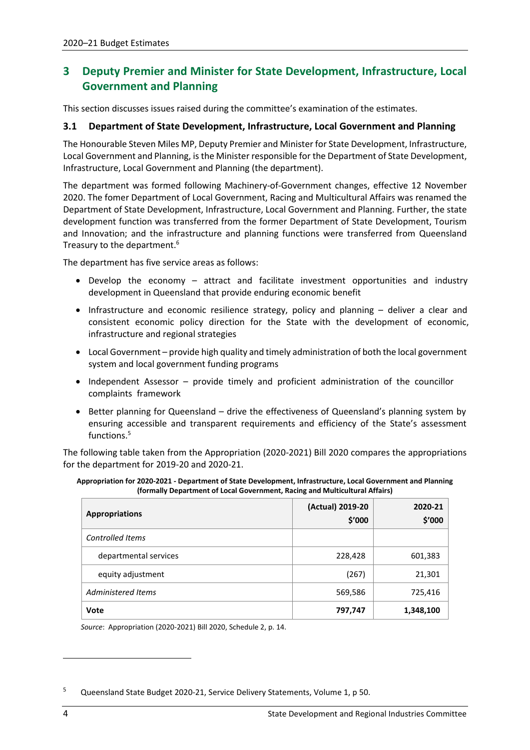## 3 Deputy Premier and Minister for State Development, Infrastructure, Local Government and Planning

This section discusses issues raised during the committee's examination of the estimates.

### 3.1 Department of State Development, Infrastructure, Local Government and Planning

The Honourable Steven Miles MP, Deputy Premier and Minister for State Development, Infrastructure, Local Government and Planning, is the Minister responsible for the Department of State Development, Infrastructure, Local Government and Planning (the department).

The department was formed following Machinery-of-Government changes, effective 12 November 2020. The fomer Department of Local Government, Racing and Multicultural Affairs was renamed the Department of State Development, Infrastructure, Local Government and Planning. Further, the state development function was transferred from the former Department of State Development, Tourism and Innovation; and the infrastructure and planning functions were transferred from Queensland Treasury to the department.[6]

The department has five service areas as follows:

- Develop the economy – attract and facilitate investment opportunities and industry development in Queensland that provide enduring economic benefit
- Infrastructure and economic resilience strategy, policy and planning – deliver a clear and consistent economic policy direction for the State with the development of economic, infrastructure and regional strategies
- Local Government – provide high quality and timely administration of both the local government system and local government funding programs
- Independent Assessor – provide timely and proficient administration of the councillor complaints framework
- Better planning for Queensland – drive the effectiveness of Queensland's planning system by ensuring accessible and transparent requirements and efficiency of the State's assessment functions.[5]

The following table taken from the Appropriation (2020-2021) Bill 2020 compares the appropriations for the department for 2019-20 and 2020-21.

**Appropriation for 2020-2021 - Department of State Development, Infrastructure, Local Government and Planning (formally Department of Local Government, Racing and Multicultural Affairs)**

| Appropriations | (Actual) 2019-20 $'000 | 2020-21 $'000 |
|---|---|---|
| *Controlled Items* | | |
| departmental services | 228,428 | 601,383 |
| equity adjustment | (267) | 21,301 |
| *Administered Items* | 569,586 | 725,416 |
| **Vote** | **797,747** | **1,348,100** |

*Source*: Appropriation (2020-2021) Bill 2020, Schedule 2, p. 14.

---

[5] Queensland State Budget 2020-21, Service Delivery Statements, Volume 1, p 50.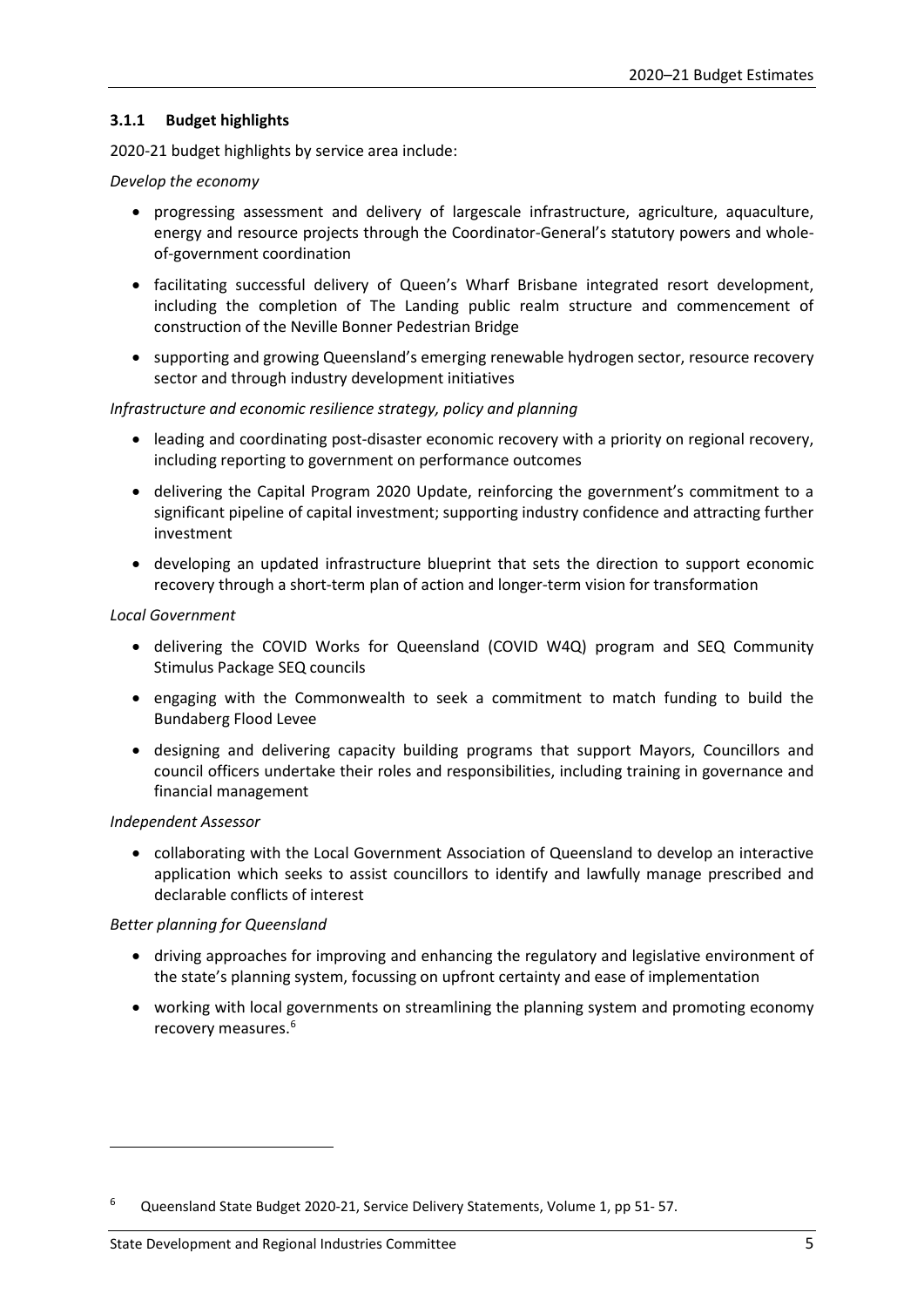### 3.1.1 Budget highlights

2020-21 budget highlights by service area include:

*Develop the economy*

- progressing assessment and delivery of largescale infrastructure, agriculture, aquaculture, energy and resource projects through the Coordinator-General's statutory powers and whole-of-government coordination
- facilitating successful delivery of Queen's Wharf Brisbane integrated resort development, including the completion of The Landing public realm structure and commencement of construction of the Neville Bonner Pedestrian Bridge
- supporting and growing Queensland's emerging renewable hydrogen sector, resource recovery sector and through industry development initiatives

*Infrastructure and economic resilience strategy, policy and planning*

- leading and coordinating post-disaster economic recovery with a priority on regional recovery, including reporting to government on performance outcomes
- delivering the Capital Program 2020 Update, reinforcing the government's commitment to a significant pipeline of capital investment; supporting industry confidence and attracting further investment
- developing an updated infrastructure blueprint that sets the direction to support economic recovery through a short-term plan of action and longer-term vision for transformation

*Local Government*

- delivering the COVID Works for Queensland (COVID W4Q) program and SEQ Community Stimulus Package SEQ councils
- engaging with the Commonwealth to seek a commitment to match funding to build the Bundaberg Flood Levee
- designing and delivering capacity building programs that support Mayors, Councillors and council officers undertake their roles and responsibilities, including training in governance and financial management

*Independent Assessor*

- collaborating with the Local Government Association of Queensland to develop an interactive application which seeks to assist councillors to identify and lawfully manage prescribed and declarable conflicts of interest

*Better planning for Queensland*

- driving approaches for improving and enhancing the regulatory and legislative environment of the state's planning system, focussing on upfront certainty and ease of implementation
- working with local governments on streamlining the planning system and promoting economy recovery measures.[6]

[6] Queensland State Budget 2020-21, Service Delivery Statements, Volume 1, pp 51- 57.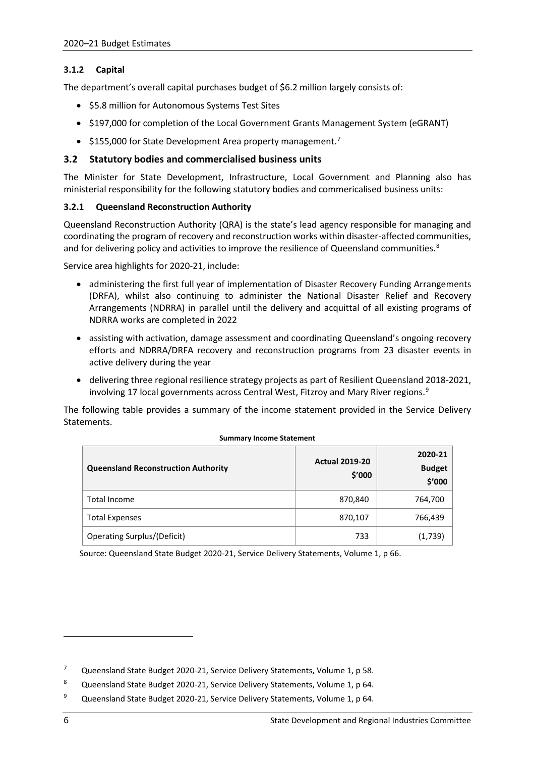### 3.1.2 Capital

The department's overall capital purchases budget of $6.2 million largely consists of:

- $5.8 million for Autonomous Systems Test Sites
- $197,000 for completion of the Local Government Grants Management System (eGRANT)
- $155,000 for State Development Area property management.[7]

## 3.2 Statutory bodies and commercialised business units

The Minister for State Development, Infrastructure, Local Government and Planning also has ministerial responsibility for the following statutory bodies and commericalised business units:

### 3.2.1 Queensland Reconstruction Authority

Queensland Reconstruction Authority (QRA) is the state's lead agency responsible for managing and coordinating the program of recovery and reconstruction works within disaster-affected communities, and for delivering policy and activities to improve the resilience of Queensland communities.[8]

Service area highlights for 2020-21, include:

- administering the first full year of implementation of Disaster Recovery Funding Arrangements (DRFA), whilst also continuing to administer the National Disaster Relief and Recovery Arrangements (NDRRA) in parallel until the delivery and acquittal of all existing programs of NDRRA works are completed in 2022
- assisting with activation, damage assessment and coordinating Queensland's ongoing recovery efforts and NDRRA/DRFA recovery and reconstruction programs from 23 disaster events in active delivery during the year
- delivering three regional resilience strategy projects as part of Resilient Queensland 2018-2021, involving 17 local governments across Central West, Fitzroy and Mary River regions.[9]

The following table provides a summary of the income statement provided in the Service Delivery Statements.

**Summary Income Statement**

| Queensland Reconstruction Authority | Actual 2019-20 $'000 | 2020-21 Budget $'000 |
|---|---|---|
| Total Income | 870,840 | 764,700 |
| Total Expenses | 870,107 | 766,439 |
| Operating Surplus/(Deficit) | 733 | (1,739) |

Source: Queensland State Budget 2020-21, Service Delivery Statements, Volume 1, p 66.

---

[7] Queensland State Budget 2020-21, Service Delivery Statements, Volume 1, p 58.

[8] Queensland State Budget 2020-21, Service Delivery Statements, Volume 1, p 64.

[9] Queensland State Budget 2020-21, Service Delivery Statements, Volume 1, p 64.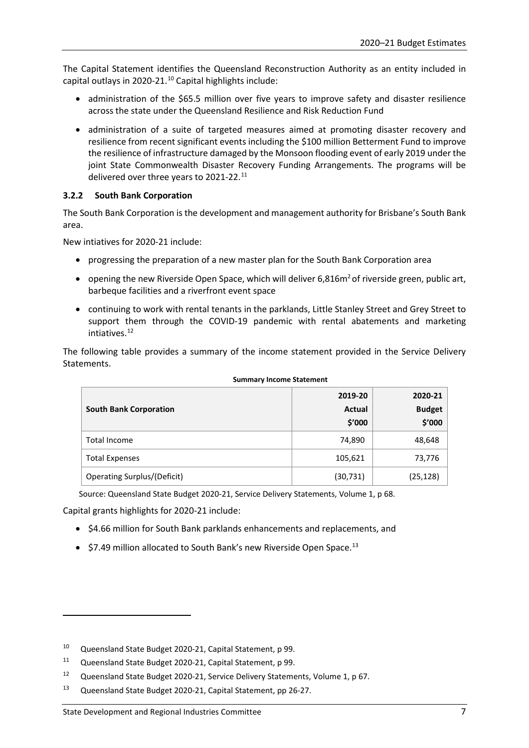The Capital Statement identifies the Queensland Reconstruction Authority as an entity included in capital outlays in 2020-21.[10] Capital highlights include:

- administration of the $65.5 million over five years to improve safety and disaster resilience across the state under the Queensland Resilience and Risk Reduction Fund
- administration of a suite of targeted measures aimed at promoting disaster recovery and resilience from recent significant events including the $100 million Betterment Fund to improve the resilience of infrastructure damaged by the Monsoon flooding event of early 2019 under the joint State Commonwealth Disaster Recovery Funding Arrangements. The programs will be delivered over three years to 2021-22.[11]

### 3.2.2 South Bank Corporation

The South Bank Corporation is the development and management authority for Brisbane's South Bank area.

New intiatives for 2020-21 include:

- progressing the preparation of a new master plan for the South Bank Corporation area
- opening the new Riverside Open Space, which will deliver 6,816m$^2$ of riverside green, public art, barbeque facilities and a riverfront event space
- continuing to work with rental tenants in the parklands, Little Stanley Street and Grey Street to support them through the COVID-19 pandemic with rental abatements and marketing intiatives.[12]

The following table provides a summary of the income statement provided in the Service Delivery Statements.

**Summary Income Statement**

| South Bank Corporation | 2019-20 Actual $'000 | 2020-21 Budget $'000 |
|---|---|---|
| Total Income | 74,890 | 48,648 |
| Total Expenses | 105,621 | 73,776 |
| Operating Surplus/(Deficit) | (30,731) | (25,128) |

Source: Queensland State Budget 2020-21, Service Delivery Statements, Volume 1, p 68.

Capital grants highlights for 2020-21 include:

- $4.66 million for South Bank parklands enhancements and replacements, and
- $7.49 million allocated to South Bank's new Riverside Open Space.[13]

---

[10] Queensland State Budget 2020-21, Capital Statement, p 99.

[11] Queensland State Budget 2020-21, Capital Statement, p 99.

[12] Queensland State Budget 2020-21, Service Delivery Statements, Volume 1, p 67.

[13] Queensland State Budget 2020-21, Capital Statement, pp 26-27.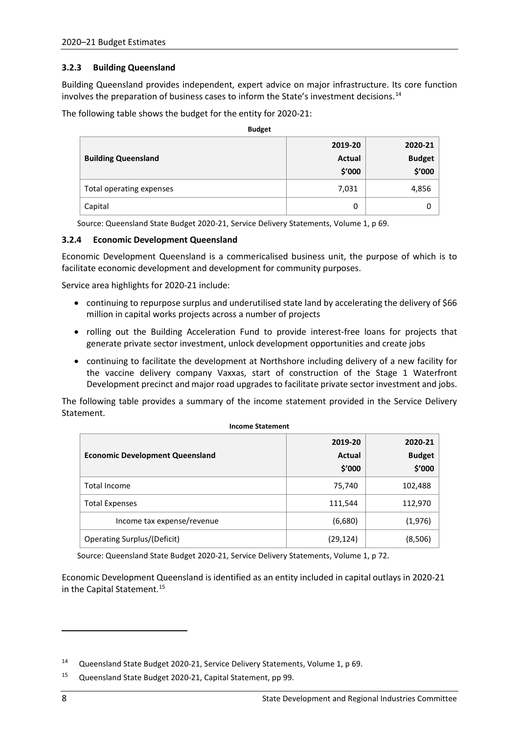### 3.2.3 Building Queensland

Building Queensland provides independent, expert advice on major infrastructure. Its core function involves the preparation of business cases to inform the State's investment decisions.[14]

The following table shows the budget for the entity for 2020-21:

**Budget**

| Building Queensland | 2019-20 Actual $'000 | 2020-21 Budget $'000 |
|---|---|---|
| Total operating expenses | 7,031 | 4,856 |
| Capital | 0 | 0 |

Source: Queensland State Budget 2020-21, Service Delivery Statements, Volume 1, p 69.

### 3.2.4 Economic Development Queensland

Economic Development Queensland is a commericalised business unit, the purpose of which is to facilitate economic development and development for community purposes.

Service area highlights for 2020-21 include:

- continuing to repurpose surplus and underutilised state land by accelerating the delivery of $66 million in capital works projects across a number of projects
- rolling out the Building Acceleration Fund to provide interest-free loans for projects that generate private sector investment, unlock development opportunities and create jobs
- continuing to facilitate the development at Northshore including delivery of a new facility for the vaccine delivery company Vaxxas, start of construction of the Stage 1 Waterfront Development precinct and major road upgrades to facilitate private sector investment and jobs.

The following table provides a summary of the income statement provided in the Service Delivery Statement.

**Income Statement**

| Economic Development Queensland | 2019-20 Actual $'000 | 2020-21 Budget $'000 |
|---|---|---|
| Total Income | 75,740 | 102,488 |
| Total Expenses | 111,544 | 112,970 |
| Income tax expense/revenue | (6,680) | (1,976) |
| Operating Surplus/(Deficit) | (29,124) | (8,506) |

Source: Queensland State Budget 2020-21, Service Delivery Statements, Volume 1, p 72.

Economic Development Queensland is identified as an entity included in capital outlays in 2020-21 in the Capital Statement.[15]

---

[14] Queensland State Budget 2020-21, Service Delivery Statements, Volume 1, p 69.

[15] Queensland State Budget 2020-21, Capital Statement, pp 99.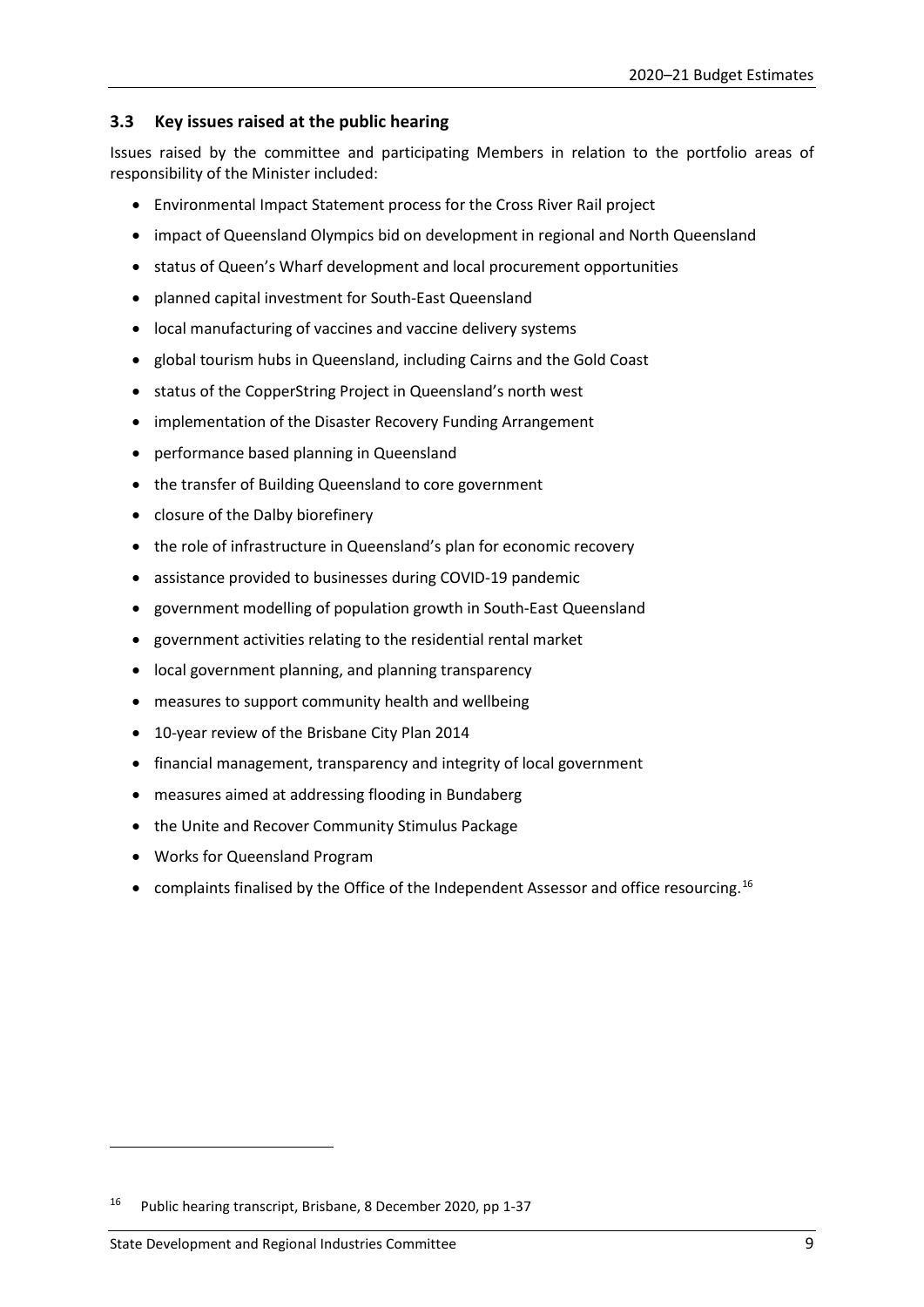### 3.3 Key issues raised at the public hearing

Issues raised by the committee and participating Members in relation to the portfolio areas of responsibility of the Minister included:

- Environmental Impact Statement process for the Cross River Rail project
- impact of Queensland Olympics bid on development in regional and North Queensland
- status of Queen's Wharf development and local procurement opportunities
- planned capital investment for South-East Queensland
- local manufacturing of vaccines and vaccine delivery systems
- global tourism hubs in Queensland, including Cairns and the Gold Coast
- status of the CopperString Project in Queensland's north west
- implementation of the Disaster Recovery Funding Arrangement
- performance based planning in Queensland
- the transfer of Building Queensland to core government
- closure of the Dalby biorefinery
- the role of infrastructure in Queensland's plan for economic recovery
- assistance provided to businesses during COVID-19 pandemic
- government modelling of population growth in South-East Queensland
- government activities relating to the residential rental market
- local government planning, and planning transparency
- measures to support community health and wellbeing
- 10-year review of the Brisbane City Plan 2014
- financial management, transparency and integrity of local government
- measures aimed at addressing flooding in Bundaberg
- the Unite and Recover Community Stimulus Package
- Works for Queensland Program
- complaints finalised by the Office of the Independent Assessor and office resourcing.[16]

---

[16] Public hearing transcript, Brisbane, 8 December 2020, pp 1-37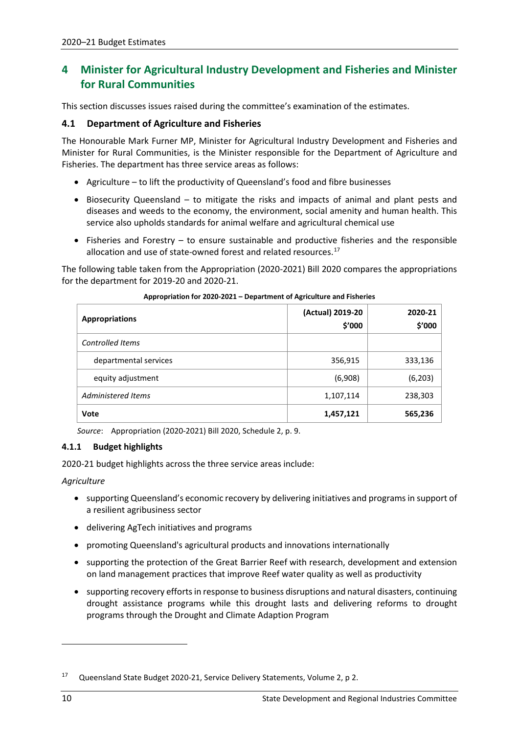# 4 Minister for Agricultural Industry Development and Fisheries and Minister for Rural Communities

This section discusses issues raised during the committee's examination of the estimates.

## 4.1 Department of Agriculture and Fisheries

The Honourable Mark Furner MP, Minister for Agricultural Industry Development and Fisheries and Minister for Rural Communities, is the Minister responsible for the Department of Agriculture and Fisheries. The department has three service areas as follows:

- Agriculture – to lift the productivity of Queensland's food and fibre businesses
- Biosecurity Queensland – to mitigate the risks and impacts of animal and plant pests and diseases and weeds to the economy, the environment, social amenity and human health. This service also upholds standards for animal welfare and agricultural chemical use
- Fisheries and Forestry – to ensure sustainable and productive fisheries and the responsible allocation and use of state-owned forest and related resources.[17]

The following table taken from the Appropriation (2020-2021) Bill 2020 compares the appropriations for the department for 2019-20 and 2020-21.

**Appropriation for 2020-2021 – Department of Agriculture and Fisheries**

| Appropriations | (Actual) 2019-20 $'000 | 2020-21 $'000 |
|---|---|---|
| *Controlled Items* | | |
| departmental services | 356,915 | 333,136 |
| equity adjustment | (6,908) | (6,203) |
| *Administered Items* | 1,107,114 | 238,303 |
| **Vote** | **1,457,121** | **565,236** |

*Source*: Appropriation (2020-2021) Bill 2020, Schedule 2, p. 9.

### 4.1.1 Budget highlights

2020-21 budget highlights across the three service areas include:

*Agriculture*

- supporting Queensland's economic recovery by delivering initiatives and programs in support of a resilient agribusiness sector
- delivering AgTech initiatives and programs
- promoting Queensland's agricultural products and innovations internationally
- supporting the protection of the Great Barrier Reef with research, development and extension on land management practices that improve Reef water quality as well as productivity
- supporting recovery efforts in response to business disruptions and natural disasters, continuing drought assistance programs while this drought lasts and delivering reforms to drought programs through the Drought and Climate Adaption Program

[17] Queensland State Budget 2020-21, Service Delivery Statements, Volume 2, p 2.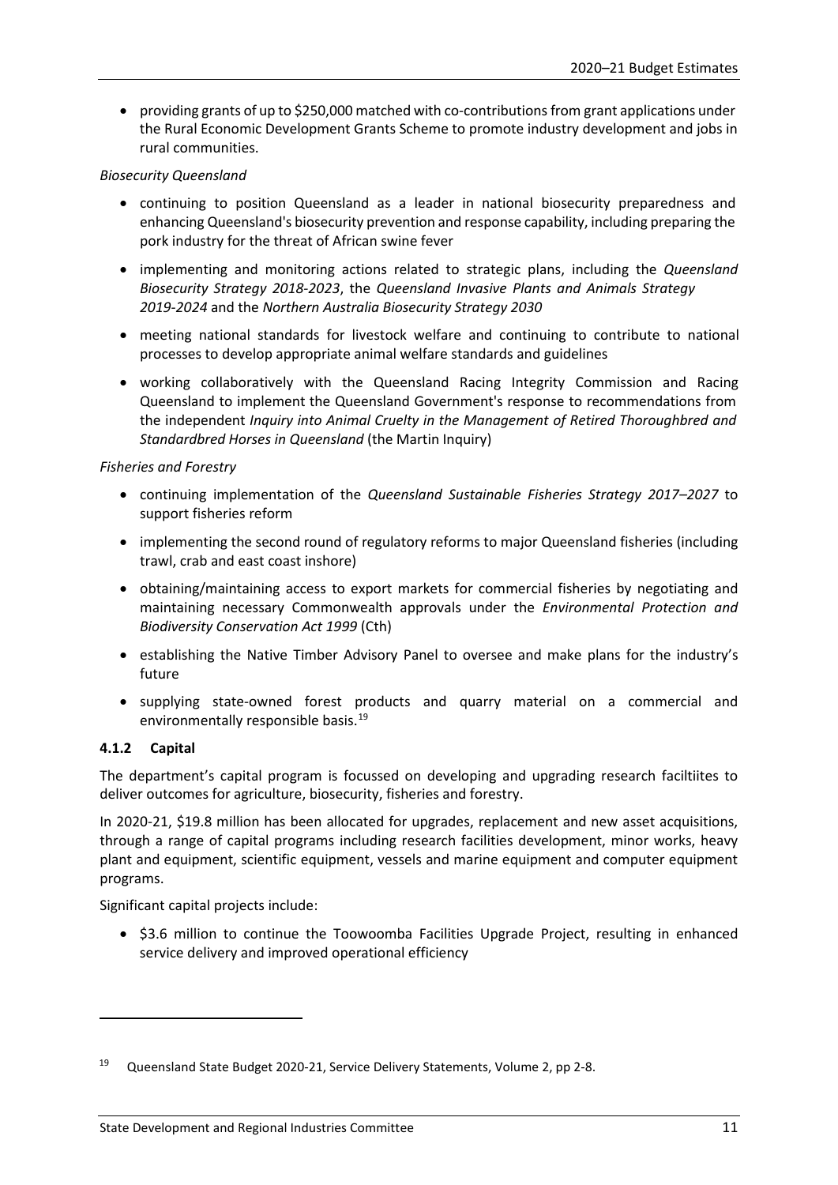- providing grants of up to $250,000 matched with co-contributions from grant applications under the Rural Economic Development Grants Scheme to promote industry development and jobs in rural communities.

*Biosecurity Queensland*

- continuing to position Queensland as a leader in national biosecurity preparedness and enhancing Queensland's biosecurity prevention and response capability, including preparing the pork industry for the threat of African swine fever
- implementing and monitoring actions related to strategic plans, including the *Queensland Biosecurity Strategy 2018-2023*, the *Queensland Invasive Plants and Animals Strategy 2019-2024* and the *Northern Australia Biosecurity Strategy 2030*
- meeting national standards for livestock welfare and continuing to contribute to national processes to develop appropriate animal welfare standards and guidelines
- working collaboratively with the Queensland Racing Integrity Commission and Racing Queensland to implement the Queensland Government's response to recommendations from the independent *Inquiry into Animal Cruelty in the Management of Retired Thoroughbred and Standardbred Horses in Queensland* (the Martin Inquiry)

*Fisheries and Forestry*

- continuing implementation of the *Queensland Sustainable Fisheries Strategy 2017–2027* to support fisheries reform
- implementing the second round of regulatory reforms to major Queensland fisheries (including trawl, crab and east coast inshore)
- obtaining/maintaining access to export markets for commercial fisheries by negotiating and maintaining necessary Commonwealth approvals under the *Environmental Protection and Biodiversity Conservation Act 1999* (Cth)
- establishing the Native Timber Advisory Panel to oversee and make plans for the industry's future
- supplying state-owned forest products and quarry material on a commercial and environmentally responsible basis.[19]

### 4.1.2 Capital

The department's capital program is focussed on developing and upgrading research faciltiites to deliver outcomes for agriculture, biosecurity, fisheries and forestry.

In 2020-21, $19.8 million has been allocated for upgrades, replacement and new asset acquisitions, through a range of capital programs including research facilities development, minor works, heavy plant and equipment, scientific equipment, vessels and marine equipment and computer equipment programs.

Significant capital projects include:

- $3.6 million to continue the Toowoomba Facilities Upgrade Project, resulting in enhanced service delivery and improved operational efficiency

---

[19] Queensland State Budget 2020-21, Service Delivery Statements, Volume 2, pp 2-8.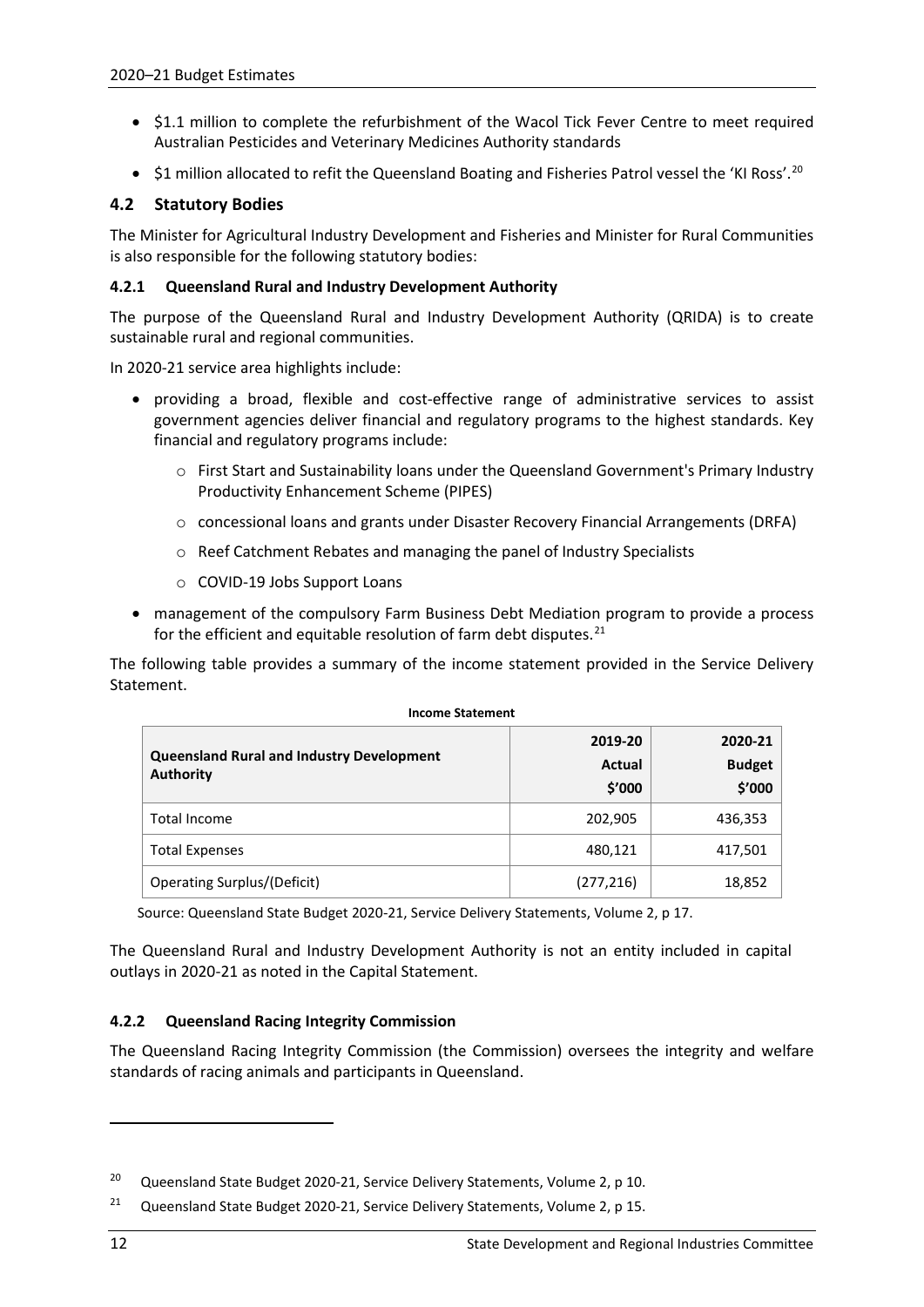- $1.1 million to complete the refurbishment of the Wacol Tick Fever Centre to meet required Australian Pesticides and Veterinary Medicines Authority standards
- $1 million allocated to refit the Queensland Boating and Fisheries Patrol vessel the 'KI Ross'.[20]

## 4.2 Statutory Bodies

The Minister for Agricultural Industry Development and Fisheries and Minister for Rural Communities is also responsible for the following statutory bodies:

### 4.2.1 Queensland Rural and Industry Development Authority

The purpose of the Queensland Rural and Industry Development Authority (QRIDA) is to create sustainable rural and regional communities.

In 2020-21 service area highlights include:

- providing a broad, flexible and cost-effective range of administrative services to assist government agencies deliver financial and regulatory programs to the highest standards. Key financial and regulatory programs include:
  - First Start and Sustainability loans under the Queensland Government's Primary Industry Productivity Enhancement Scheme (PIPES)
  - concessional loans and grants under Disaster Recovery Financial Arrangements (DRFA)
  - Reef Catchment Rebates and managing the panel of Industry Specialists
  - COVID-19 Jobs Support Loans
- management of the compulsory Farm Business Debt Mediation program to provide a process for the efficient and equitable resolution of farm debt disputes.[21]

The following table provides a summary of the income statement provided in the Service Delivery Statement.

**Income Statement**

| Queensland Rural and Industry Development Authority | 2019-20 Actual $'000 | 2020-21 Budget $'000 |
|---|---|---|
| Total Income | 202,905 | 436,353 |
| Total Expenses | 480,121 | 417,501 |
| Operating Surplus/(Deficit) | (277,216) | 18,852 |

Source: Queensland State Budget 2020-21, Service Delivery Statements, Volume 2, p 17.

The Queensland Rural and Industry Development Authority is not an entity included in capital outlays in 2020-21 as noted in the Capital Statement.

### 4.2.2 Queensland Racing Integrity Commission

The Queensland Racing Integrity Commission (the Commission) oversees the integrity and welfare standards of racing animals and participants in Queensland.

---

[20] Queensland State Budget 2020-21, Service Delivery Statements, Volume 2, p 10.

[21] Queensland State Budget 2020-21, Service Delivery Statements, Volume 2, p 15.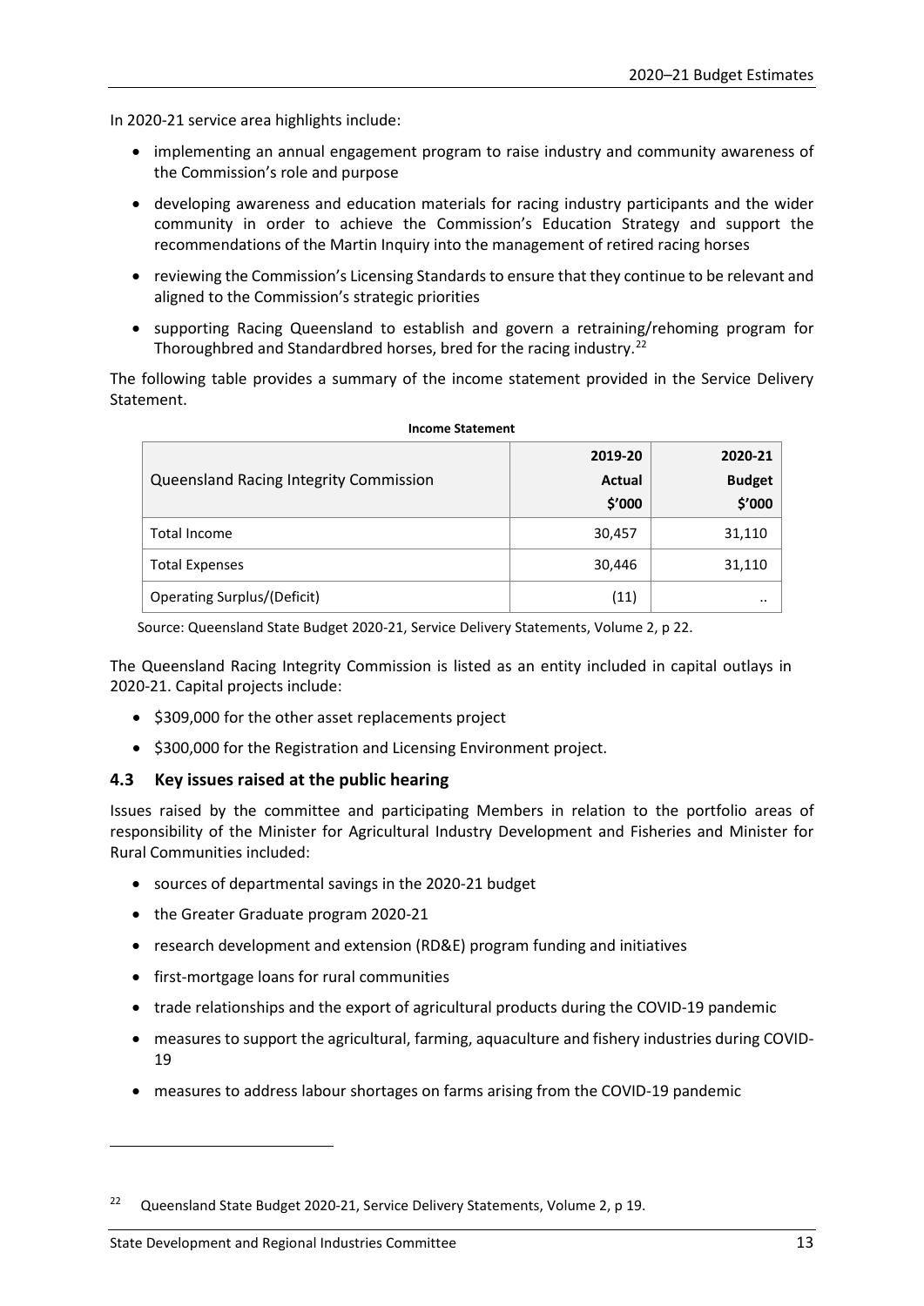In 2020-21 service area highlights include:

- implementing an annual engagement program to raise industry and community awareness of the Commission's role and purpose
- developing awareness and education materials for racing industry participants and the wider community in order to achieve the Commission's Education Strategy and support the recommendations of the Martin Inquiry into the management of retired racing horses
- reviewing the Commission's Licensing Standards to ensure that they continue to be relevant and aligned to the Commission's strategic priorities
- supporting Racing Queensland to establish and govern a retraining/rehoming program for Thoroughbred and Standardbred horses, bred for the racing industry.[22]

The following table provides a summary of the income statement provided in the Service Delivery Statement.

**Income Statement**

| Queensland Racing Integrity Commission | 2019-20 Actual $'000 | 2020-21 Budget $'000 |
|---|---|---|
| Total Income | 30,457 | 31,110 |
| Total Expenses | 30,446 | 31,110 |
| Operating Surplus/(Deficit) | (11) | .. |

Source: Queensland State Budget 2020-21, Service Delivery Statements, Volume 2, p 22.

The Queensland Racing Integrity Commission is listed as an entity included in capital outlays in 2020-21. Capital projects include:

- $309,000 for the other asset replacements project
- $300,000 for the Registration and Licensing Environment project.

### 4.3 Key issues raised at the public hearing

Issues raised by the committee and participating Members in relation to the portfolio areas of responsibility of the Minister for Agricultural Industry Development and Fisheries and Minister for Rural Communities included:

- sources of departmental savings in the 2020-21 budget
- the Greater Graduate program 2020-21
- research development and extension (RD&E) program funding and initiatives
- first-mortgage loans for rural communities
- trade relationships and the export of agricultural products during the COVID-19 pandemic
- measures to support the agricultural, farming, aquaculture and fishery industries during COVID-19
- measures to address labour shortages on farms arising from the COVID-19 pandemic

[22] Queensland State Budget 2020-21, Service Delivery Statements, Volume 2, p 19.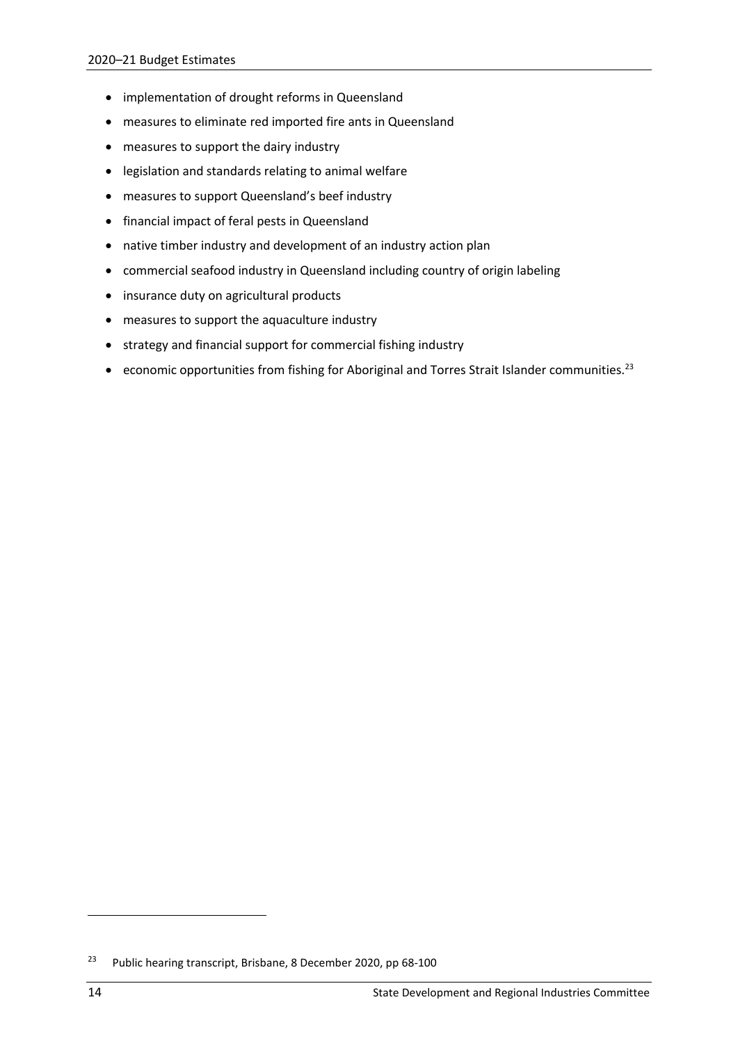- implementation of drought reforms in Queensland
- measures to eliminate red imported fire ants in Queensland
- measures to support the dairy industry
- legislation and standards relating to animal welfare
- measures to support Queensland's beef industry
- financial impact of feral pests in Queensland
- native timber industry and development of an industry action plan
- commercial seafood industry in Queensland including country of origin labeling
- insurance duty on agricultural products
- measures to support the aquaculture industry
- strategy and financial support for commercial fishing industry
- economic opportunities from fishing for Aboriginal and Torres Strait Islander communities.[23]

---

[23] Public hearing transcript, Brisbane, 8 December 2020, pp 68-100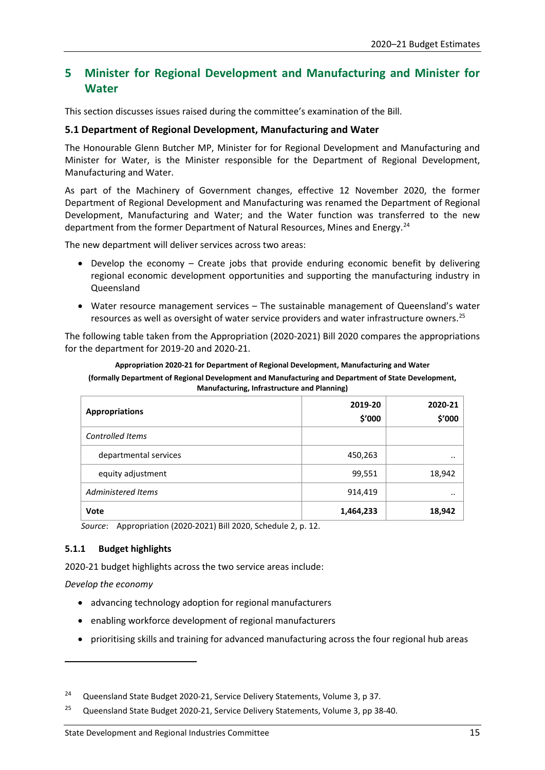# 5 Minister for Regional Development and Manufacturing and Minister for Water

This section discusses issues raised during the committee's examination of the Bill.

## 5.1 Department of Regional Development, Manufacturing and Water

The Honourable Glenn Butcher MP, Minister for for Regional Development and Manufacturing and Minister for Water, is the Minister responsible for the Department of Regional Development, Manufacturing and Water.

As part of the Machinery of Government changes, effective 12 November 2020, the former Department of Regional Development and Manufacturing was renamed the Department of Regional Development, Manufacturing and Water; and the Water function was transferred to the new department from the former Department of Natural Resources, Mines and Energy.[24]

The new department will deliver services across two areas:

- Develop the economy – Create jobs that provide enduring economic benefit by delivering regional economic development opportunities and supporting the manufacturing industry in Queensland
- Water resource management services – The sustainable management of Queensland's water resources as well as oversight of water service providers and water infrastructure owners.[25]

The following table taken from the Appropriation (2020-2021) Bill 2020 compares the appropriations for the department for 2019-20 and 2020-21.

**Appropriation 2020-21 for Department of Regional Development, Manufacturing and Water (formally Department of Regional Development and Manufacturing and Department of State Development, Manufacturing, Infrastructure and Planning)**

| Appropriations | 2019-20 $'000 | 2020-21 $'000 |
|---|---|---|
| *Controlled Items* | | |
| departmental services | 450,263 | .. |
| equity adjustment | 99,551 | 18,942 |
| *Administered Items* | 914,419 | .. |
| **Vote** | **1,464,233** | **18,942** |

*Source*: Appropriation (2020-2021) Bill 2020, Schedule 2, p. 12.

### 5.1.1 Budget highlights

2020-21 budget highlights across the two service areas include:

*Develop the economy*

- advancing technology adoption for regional manufacturers
- enabling workforce development of regional manufacturers
- prioritising skills and training for advanced manufacturing across the four regional hub areas

[24] Queensland State Budget 2020-21, Service Delivery Statements, Volume 3, p 37.

[25] Queensland State Budget 2020-21, Service Delivery Statements, Volume 3, pp 38-40.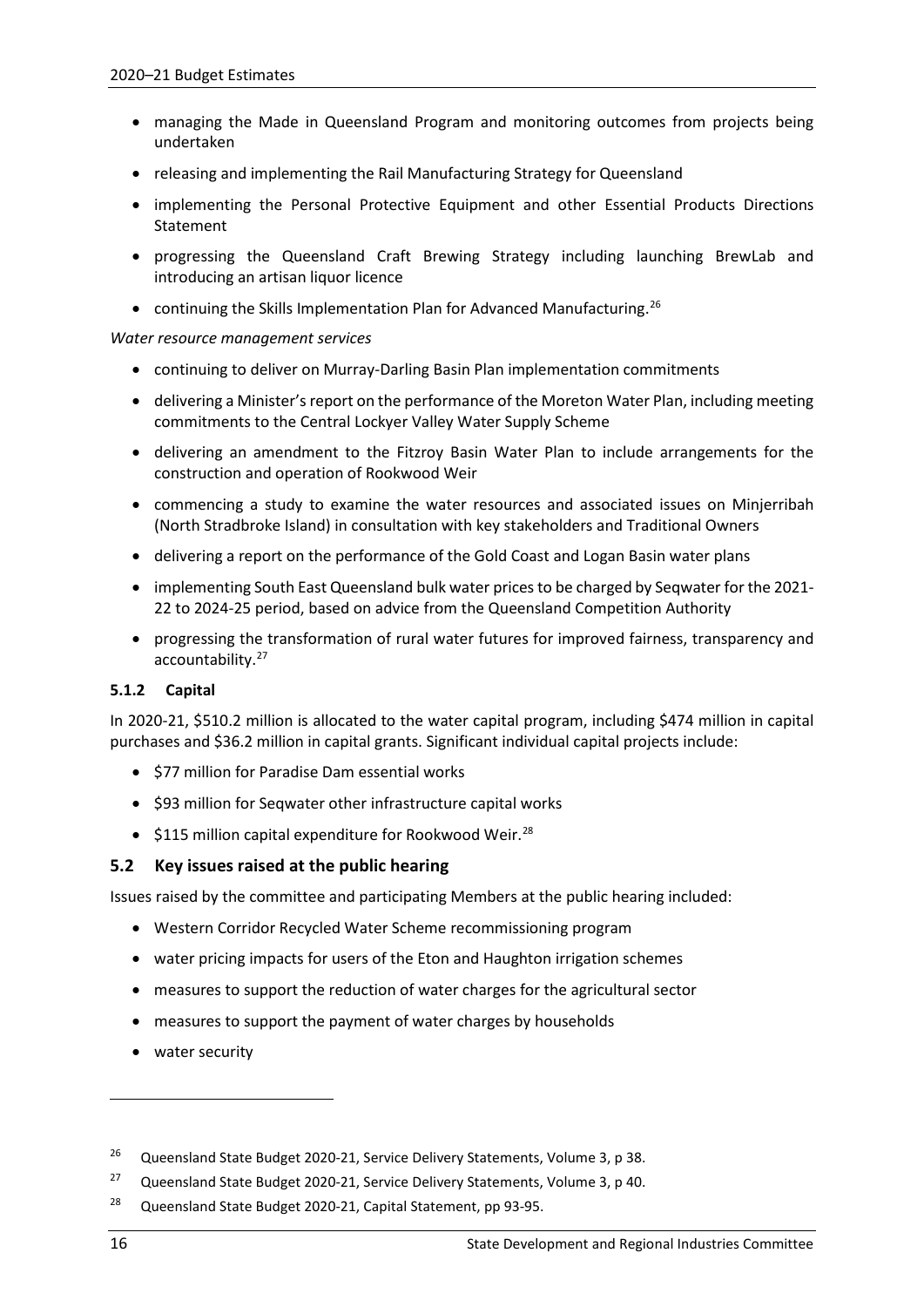- managing the Made in Queensland Program and monitoring outcomes from projects being undertaken
- releasing and implementing the Rail Manufacturing Strategy for Queensland
- implementing the Personal Protective Equipment and other Essential Products Directions Statement
- progressing the Queensland Craft Brewing Strategy including launching BrewLab and introducing an artisan liquor licence
- continuing the Skills Implementation Plan for Advanced Manufacturing.[26]

*Water resource management services*

- continuing to deliver on Murray-Darling Basin Plan implementation commitments
- delivering a Minister's report on the performance of the Moreton Water Plan, including meeting commitments to the Central Lockyer Valley Water Supply Scheme
- delivering an amendment to the Fitzroy Basin Water Plan to include arrangements for the construction and operation of Rookwood Weir
- commencing a study to examine the water resources and associated issues on Minjerribah (North Stradbroke Island) in consultation with key stakeholders and Traditional Owners
- delivering a report on the performance of the Gold Coast and Logan Basin water plans
- implementing South East Queensland bulk water prices to be charged by Seqwater for the 2021-22 to 2024-25 period, based on advice from the Queensland Competition Authority
- progressing the transformation of rural water futures for improved fairness, transparency and accountability.[27]

### 5.1.2 Capital

In 2020-21, $510.2 million is allocated to the water capital program, including $474 million in capital purchases and $36.2 million in capital grants. Significant individual capital projects include:

- $77 million for Paradise Dam essential works
- $93 million for Seqwater other infrastructure capital works
- $115 million capital expenditure for Rookwood Weir.[28]

## 5.2 Key issues raised at the public hearing

Issues raised by the committee and participating Members at the public hearing included:

- Western Corridor Recycled Water Scheme recommissioning program
- water pricing impacts for users of the Eton and Haughton irrigation schemes
- measures to support the reduction of water charges for the agricultural sector
- measures to support the payment of water charges by households
- water security

---

[26] Queensland State Budget 2020-21, Service Delivery Statements, Volume 3, p 38.

[27] Queensland State Budget 2020-21, Service Delivery Statements, Volume 3, p 40.

[28] Queensland State Budget 2020-21, Capital Statement, pp 93-95.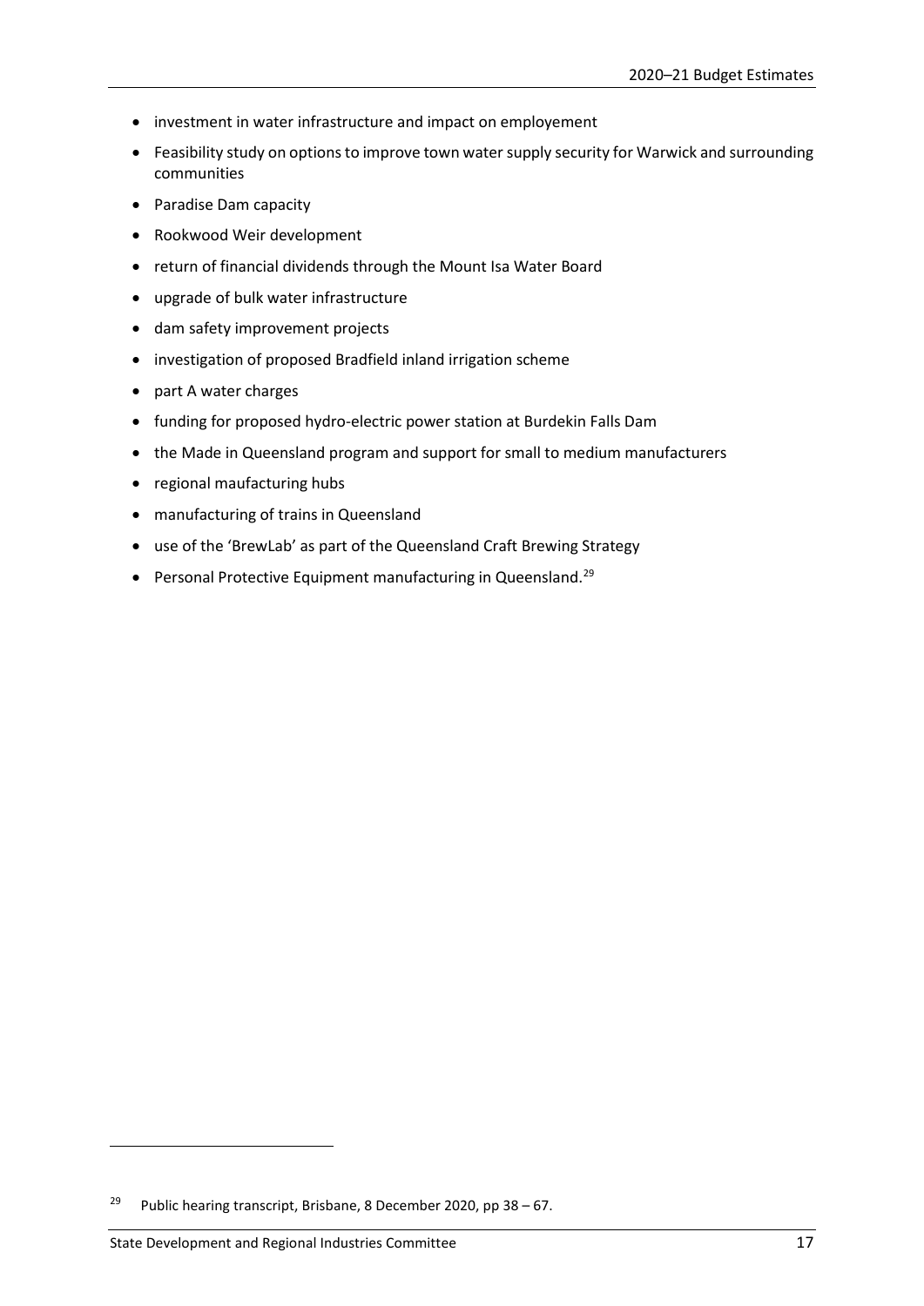- investment in water infrastructure and impact on employement
- Feasibility study on options to improve town water supply security for Warwick and surrounding communities
- Paradise Dam capacity
- Rookwood Weir development
- return of financial dividends through the Mount Isa Water Board
- upgrade of bulk water infrastructure
- dam safety improvement projects
- investigation of proposed Bradfield inland irrigation scheme
- part A water charges
- funding for proposed hydro-electric power station at Burdekin Falls Dam
- the Made in Queensland program and support for small to medium manufacturers
- regional maufacturing hubs
- manufacturing of trains in Queensland
- use of the 'BrewLab' as part of the Queensland Craft Brewing Strategy
- Personal Protective Equipment manufacturing in Queensland.[29]

[29] Public hearing transcript, Brisbane, 8 December 2020, pp 38 – 67.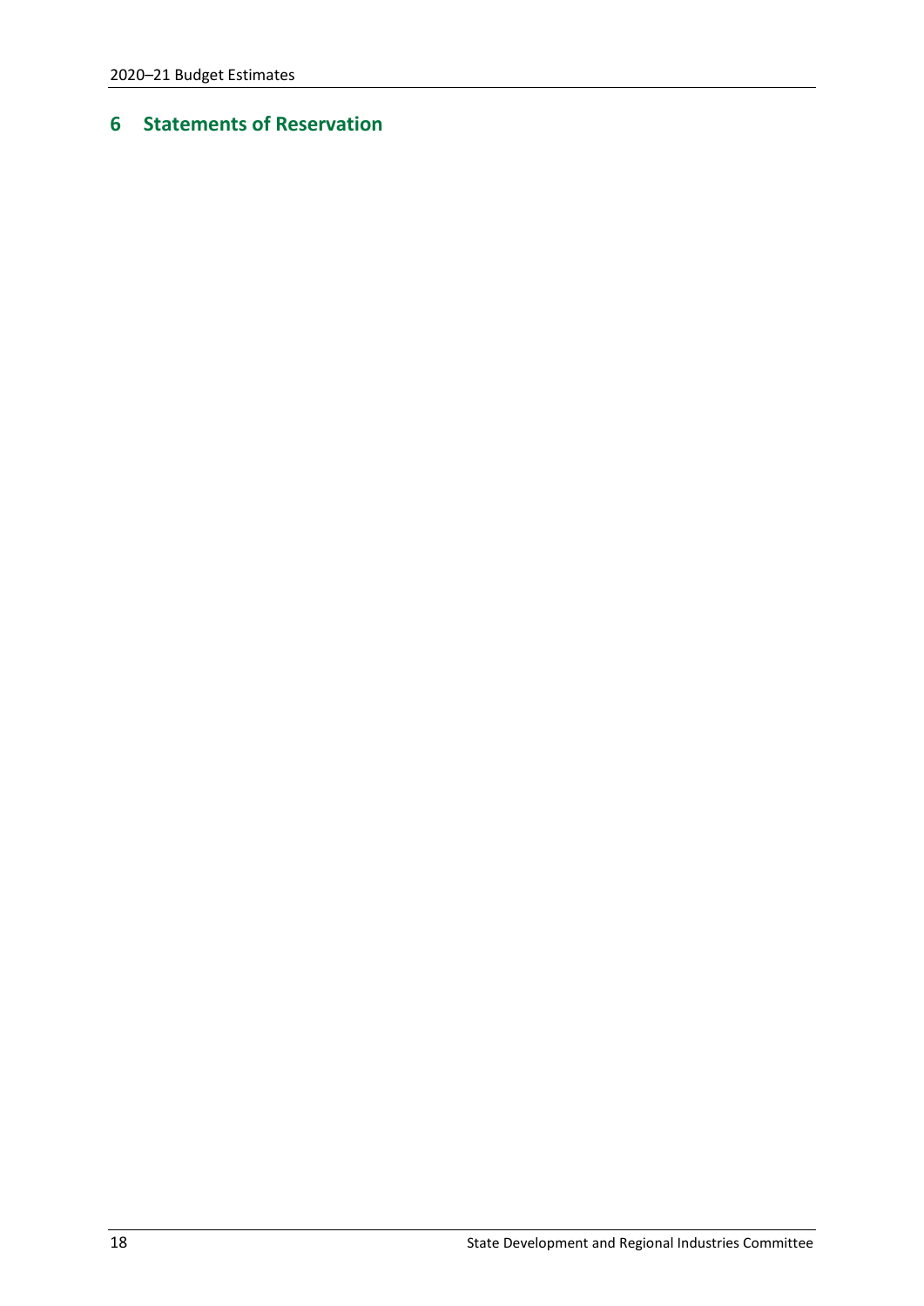# 6 Statements of Reservation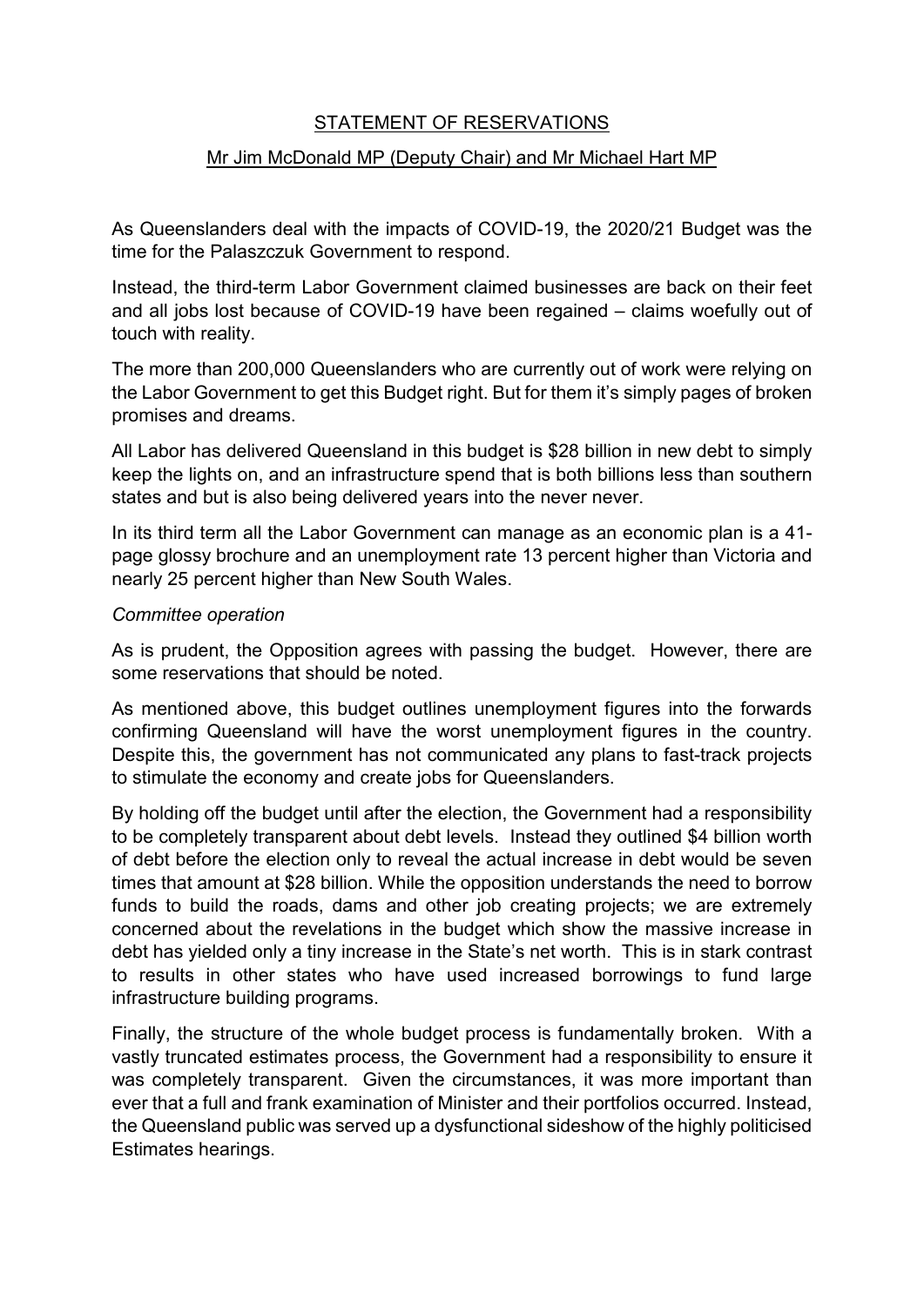## STATEMENT OF RESERVATIONS

### Mr Jim McDonald MP (Deputy Chair) and Mr Michael Hart MP

As Queenslanders deal with the impacts of COVID-19, the 2020/21 Budget was the time for the Palaszczuk Government to respond.

Instead, the third-term Labor Government claimed businesses are back on their feet and all jobs lost because of COVID-19 have been regained – claims woefully out of touch with reality.

The more than 200,000 Queenslanders who are currently out of work were relying on the Labor Government to get this Budget right. But for them it's simply pages of broken promises and dreams.

All Labor has delivered Queensland in this budget is $28 billion in new debt to simply keep the lights on, and an infrastructure spend that is both billions less than southern states and but is also being delivered years into the never never.

In its third term all the Labor Government can manage as an economic plan is a 41-page glossy brochure and an unemployment rate 13 percent higher than Victoria and nearly 25 percent higher than New South Wales.

*Committee operation*

As is prudent, the Opposition agrees with passing the budget. However, there are some reservations that should be noted.

As mentioned above, this budget outlines unemployment figures into the forwards confirming Queensland will have the worst unemployment figures in the country. Despite this, the government has not communicated any plans to fast-track projects to stimulate the economy and create jobs for Queenslanders.

By holding off the budget until after the election, the Government had a responsibility to be completely transparent about debt levels. Instead they outlined $4 billion worth of debt before the election only to reveal the actual increase in debt would be seven times that amount at $28 billion. While the opposition understands the need to borrow funds to build the roads, dams and other job creating projects; we are extremely concerned about the revelations in the budget which show the massive increase in debt has yielded only a tiny increase in the State's net worth. This is in stark contrast to results in other states who have used increased borrowings to fund large infrastructure building programs.

Finally, the structure of the whole budget process is fundamentally broken. With a vastly truncated estimates process, the Government had a responsibility to ensure it was completely transparent. Given the circumstances, it was more important than ever that a full and frank examination of Minister and their portfolios occurred. Instead, the Queensland public was served up a dysfunctional sideshow of the highly politicised Estimates hearings.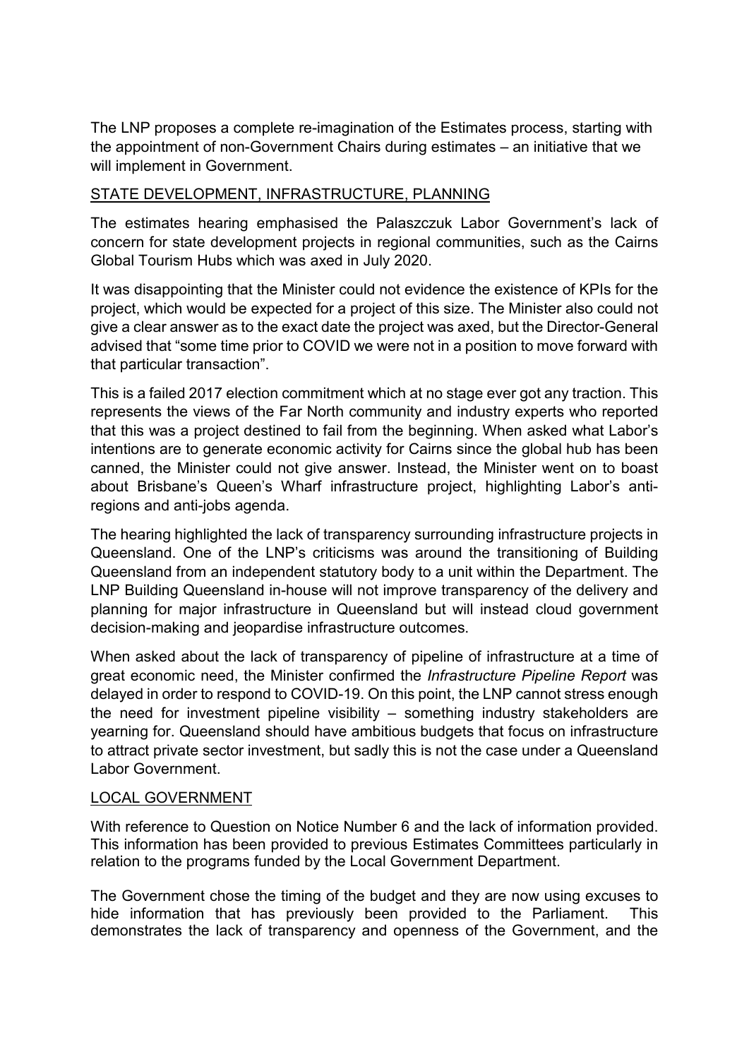The LNP proposes a complete re-imagination of the Estimates process, starting with the appointment of non-Government Chairs during estimates – an initiative that we will implement in Government.

## STATE DEVELOPMENT, INFRASTRUCTURE, PLANNING

The estimates hearing emphasised the Palaszczuk Labor Government's lack of concern for state development projects in regional communities, such as the Cairns Global Tourism Hubs which was axed in July 2020.

It was disappointing that the Minister could not evidence the existence of KPIs for the project, which would be expected for a project of this size. The Minister also could not give a clear answer as to the exact date the project was axed, but the Director-General advised that "some time prior to COVID we were not in a position to move forward with that particular transaction".

This is a failed 2017 election commitment which at no stage ever got any traction. This represents the views of the Far North community and industry experts who reported that this was a project destined to fail from the beginning. When asked what Labor's intentions are to generate economic activity for Cairns since the global hub has been canned, the Minister could not give answer. Instead, the Minister went on to boast about Brisbane's Queen's Wharf infrastructure project, highlighting Labor's anti-regions and anti-jobs agenda.

The hearing highlighted the lack of transparency surrounding infrastructure projects in Queensland. One of the LNP's criticisms was around the transitioning of Building Queensland from an independent statutory body to a unit within the Department. The LNP Building Queensland in-house will not improve transparency of the delivery and planning for major infrastructure in Queensland but will instead cloud government decision-making and jeopardise infrastructure outcomes.

When asked about the lack of transparency of pipeline of infrastructure at a time of great economic need, the Minister confirmed the *Infrastructure Pipeline Report* was delayed in order to respond to COVID-19. On this point, the LNP cannot stress enough the need for investment pipeline visibility – something industry stakeholders are yearning for. Queensland should have ambitious budgets that focus on infrastructure to attract private sector investment, but sadly this is not the case under a Queensland Labor Government.

## LOCAL GOVERNMENT

With reference to Question on Notice Number 6 and the lack of information provided. This information has been provided to previous Estimates Committees particularly in relation to the programs funded by the Local Government Department.

The Government chose the timing of the budget and they are now using excuses to hide information that has previously been provided to the Parliament. This demonstrates the lack of transparency and openness of the Government, and the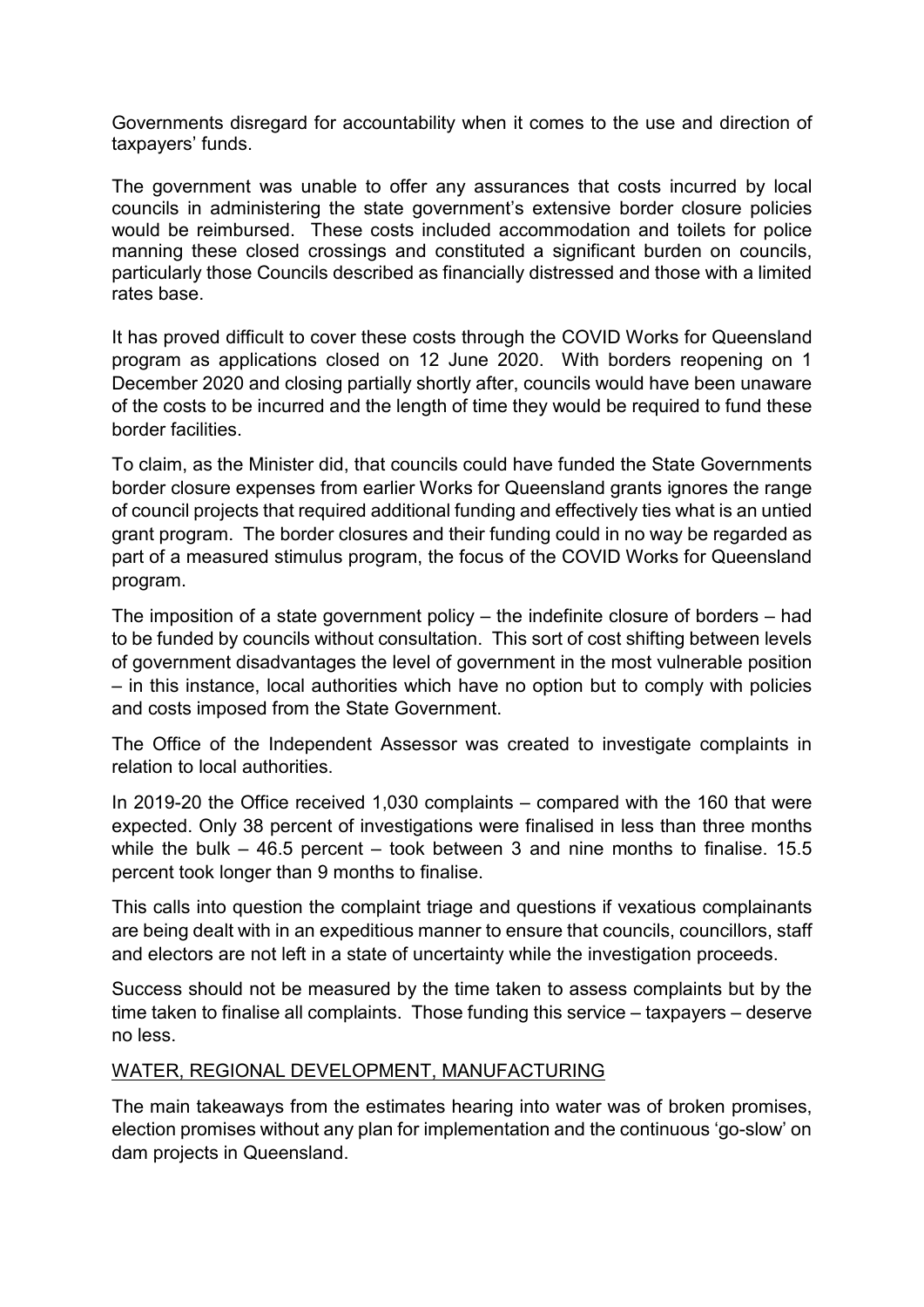Governments disregard for accountability when it comes to the use and direction of taxpayers' funds.

The government was unable to offer any assurances that costs incurred by local councils in administering the state government's extensive border closure policies would be reimbursed. These costs included accommodation and toilets for police manning these closed crossings and constituted a significant burden on councils, particularly those Councils described as financially distressed and those with a limited rates base.

It has proved difficult to cover these costs through the COVID Works for Queensland program as applications closed on 12 June 2020. With borders reopening on 1 December 2020 and closing partially shortly after, councils would have been unaware of the costs to be incurred and the length of time they would be required to fund these border facilities.

To claim, as the Minister did, that councils could have funded the State Governments border closure expenses from earlier Works for Queensland grants ignores the range of council projects that required additional funding and effectively ties what is an untied grant program. The border closures and their funding could in no way be regarded as part of a measured stimulus program, the focus of the COVID Works for Queensland program.

The imposition of a state government policy – the indefinite closure of borders – had to be funded by councils without consultation. This sort of cost shifting between levels of government disadvantages the level of government in the most vulnerable position – in this instance, local authorities which have no option but to comply with policies and costs imposed from the State Government.

The Office of the Independent Assessor was created to investigate complaints in relation to local authorities.

In 2019-20 the Office received 1,030 complaints – compared with the 160 that were expected. Only 38 percent of investigations were finalised in less than three months while the bulk – 46.5 percent – took between 3 and nine months to finalise. 15.5 percent took longer than 9 months to finalise.

This calls into question the complaint triage and questions if vexatious complainants are being dealt with in an expeditious manner to ensure that councils, councillors, staff and electors are not left in a state of uncertainty while the investigation proceeds.

Success should not be measured by the time taken to assess complaints but by the time taken to finalise all complaints. Those funding this service – taxpayers – deserve no less.

<u>WATER, REGIONAL DEVELOPMENT, MANUFACTURING</u>

The main takeaways from the estimates hearing into water was of broken promises, election promises without any plan for implementation and the continuous 'go-slow' on dam projects in Queensland.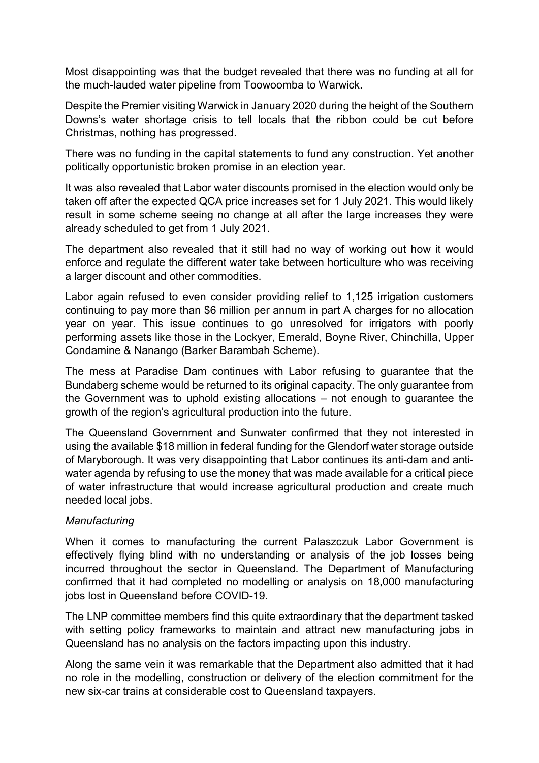Most disappointing was that the budget revealed that there was no funding at all for the much-lauded water pipeline from Toowoomba to Warwick.

Despite the Premier visiting Warwick in January 2020 during the height of the Southern Downs's water shortage crisis to tell locals that the ribbon could be cut before Christmas, nothing has progressed.

There was no funding in the capital statements to fund any construction. Yet another politically opportunistic broken promise in an election year.

It was also revealed that Labor water discounts promised in the election would only be taken off after the expected QCA price increases set for 1 July 2021. This would likely result in some scheme seeing no change at all after the large increases they were already scheduled to get from 1 July 2021.

The department also revealed that it still had no way of working out how it would enforce and regulate the different water take between horticulture who was receiving a larger discount and other commodities.

Labor again refused to even consider providing relief to 1,125 irrigation customers continuing to pay more than $6 million per annum in part A charges for no allocation year on year. This issue continues to go unresolved for irrigators with poorly performing assets like those in the Lockyer, Emerald, Boyne River, Chinchilla, Upper Condamine & Nanango (Barker Barambah Scheme).

The mess at Paradise Dam continues with Labor refusing to guarantee that the Bundaberg scheme would be returned to its original capacity. The only guarantee from the Government was to uphold existing allocations – not enough to guarantee the growth of the region's agricultural production into the future.

The Queensland Government and Sunwater confirmed that they not interested in using the available $18 million in federal funding for the Glendorf water storage outside of Maryborough. It was very disappointing that Labor continues its anti-dam and anti-water agenda by refusing to use the money that was made available for a critical piece of water infrastructure that would increase agricultural production and create much needed local jobs.

*Manufacturing*

When it comes to manufacturing the current Palaszczuk Labor Government is effectively flying blind with no understanding or analysis of the job losses being incurred throughout the sector in Queensland. The Department of Manufacturing confirmed that it had completed no modelling or analysis on 18,000 manufacturing jobs lost in Queensland before COVID-19.

The LNP committee members find this quite extraordinary that the department tasked with setting policy frameworks to maintain and attract new manufacturing jobs in Queensland has no analysis on the factors impacting upon this industry.

Along the same vein it was remarkable that the Department also admitted that it had no role in the modelling, construction or delivery of the election commitment for the new six-car trains at considerable cost to Queensland taxpayers.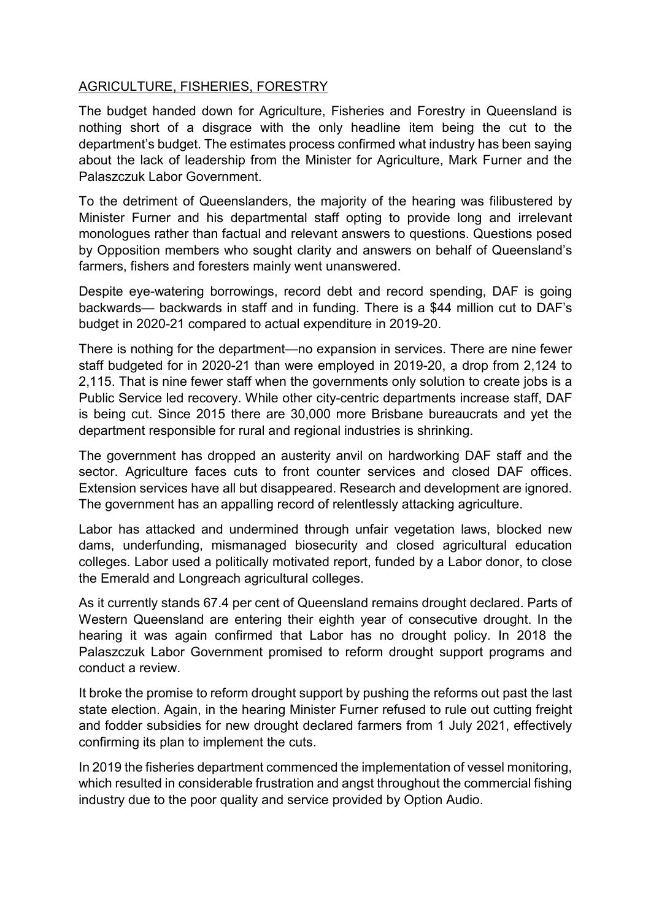## AGRICULTURE, FISHERIES, FORESTRY

The budget handed down for Agriculture, Fisheries and Forestry in Queensland is nothing short of a disgrace with the only headline item being the cut to the department's budget. The estimates process confirmed what industry has been saying about the lack of leadership from the Minister for Agriculture, Mark Furner and the Palaszczuk Labor Government.

To the detriment of Queenslanders, the majority of the hearing was filibustered by Minister Furner and his departmental staff opting to provide long and irrelevant monologues rather than factual and relevant answers to questions. Questions posed by Opposition members who sought clarity and answers on behalf of Queensland's farmers, fishers and foresters mainly went unanswered.

Despite eye-watering borrowings, record debt and record spending, DAF is going backwards— backwards in staff and in funding. There is a $44 million cut to DAF's budget in 2020-21 compared to actual expenditure in 2019-20.

There is nothing for the department—no expansion in services. There are nine fewer staff budgeted for in 2020-21 than were employed in 2019-20, a drop from 2,124 to 2,115. That is nine fewer staff when the governments only solution to create jobs is a Public Service led recovery. While other city-centric departments increase staff, DAF is being cut. Since 2015 there are 30,000 more Brisbane bureaucrats and yet the department responsible for rural and regional industries is shrinking.

The government has dropped an austerity anvil on hardworking DAF staff and the sector. Agriculture faces cuts to front counter services and closed DAF offices. Extension services have all but disappeared. Research and development are ignored. The government has an appalling record of relentlessly attacking agriculture.

Labor has attacked and undermined through unfair vegetation laws, blocked new dams, underfunding, mismanaged biosecurity and closed agricultural education colleges. Labor used a politically motivated report, funded by a Labor donor, to close the Emerald and Longreach agricultural colleges.

As it currently stands 67.4 per cent of Queensland remains drought declared. Parts of Western Queensland are entering their eighth year of consecutive drought. In the hearing it was again confirmed that Labor has no drought policy. In 2018 the Palaszczuk Labor Government promised to reform drought support programs and conduct a review.

It broke the promise to reform drought support by pushing the reforms out past the last state election. Again, in the hearing Minister Furner refused to rule out cutting freight and fodder subsidies for new drought declared farmers from 1 July 2021, effectively confirming its plan to implement the cuts.

In 2019 the fisheries department commenced the implementation of vessel monitoring, which resulted in considerable frustration and angst throughout the commercial fishing industry due to the poor quality and service provided by Option Audio.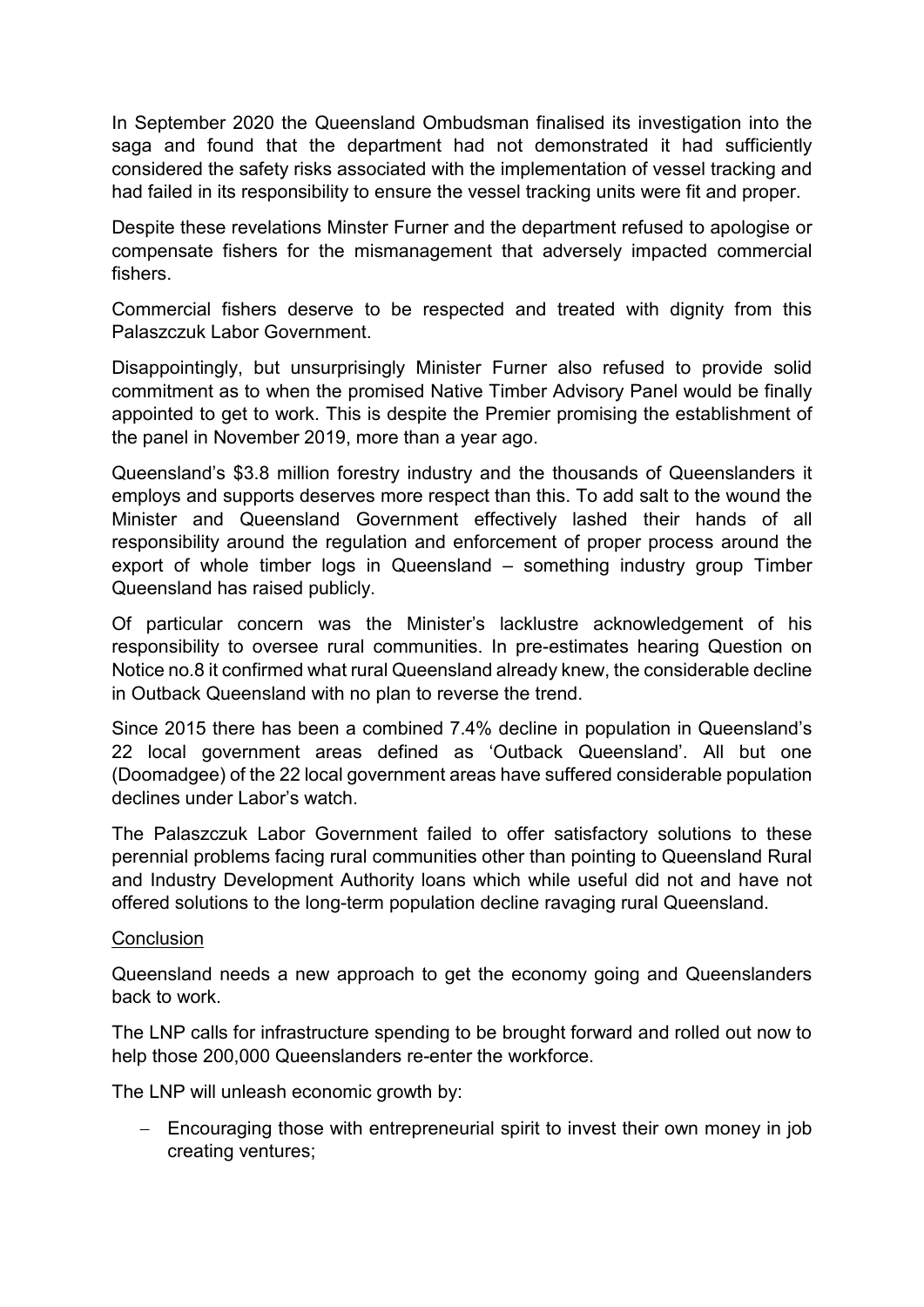In September 2020 the Queensland Ombudsman finalised its investigation into the saga and found that the department had not demonstrated it had sufficiently considered the safety risks associated with the implementation of vessel tracking and had failed in its responsibility to ensure the vessel tracking units were fit and proper.

Despite these revelations Minster Furner and the department refused to apologise or compensate fishers for the mismanagement that adversely impacted commercial fishers.

Commercial fishers deserve to be respected and treated with dignity from this Palaszczuk Labor Government.

Disappointingly, but unsurprisingly Minister Furner also refused to provide solid commitment as to when the promised Native Timber Advisory Panel would be finally appointed to get to work. This is despite the Premier promising the establishment of the panel in November 2019, more than a year ago.

Queensland's $3.8 million forestry industry and the thousands of Queenslanders it employs and supports deserves more respect than this. To add salt to the wound the Minister and Queensland Government effectively lashed their hands of all responsibility around the regulation and enforcement of proper process around the export of whole timber logs in Queensland – something industry group Timber Queensland has raised publicly.

Of particular concern was the Minister's lacklustre acknowledgement of his responsibility to oversee rural communities. In pre-estimates hearing Question on Notice no.8 it confirmed what rural Queensland already knew, the considerable decline in Outback Queensland with no plan to reverse the trend.

Since 2015 there has been a combined 7.4% decline in population in Queensland's 22 local government areas defined as 'Outback Queensland'. All but one (Doomadgee) of the 22 local government areas have suffered considerable population declines under Labor's watch.

The Palaszczuk Labor Government failed to offer satisfactory solutions to these perennial problems facing rural communities other than pointing to Queensland Rural and Industry Development Authority loans which while useful did not and have not offered solutions to the long-term population decline ravaging rural Queensland.

<u>Conclusion</u>

Queensland needs a new approach to get the economy going and Queenslanders back to work.

The LNP calls for infrastructure spending to be brought forward and rolled out now to help those 200,000 Queenslanders re-enter the workforce.

The LNP will unleash economic growth by:

- Encouraging those with entrepreneurial spirit to invest their own money in job creating ventures;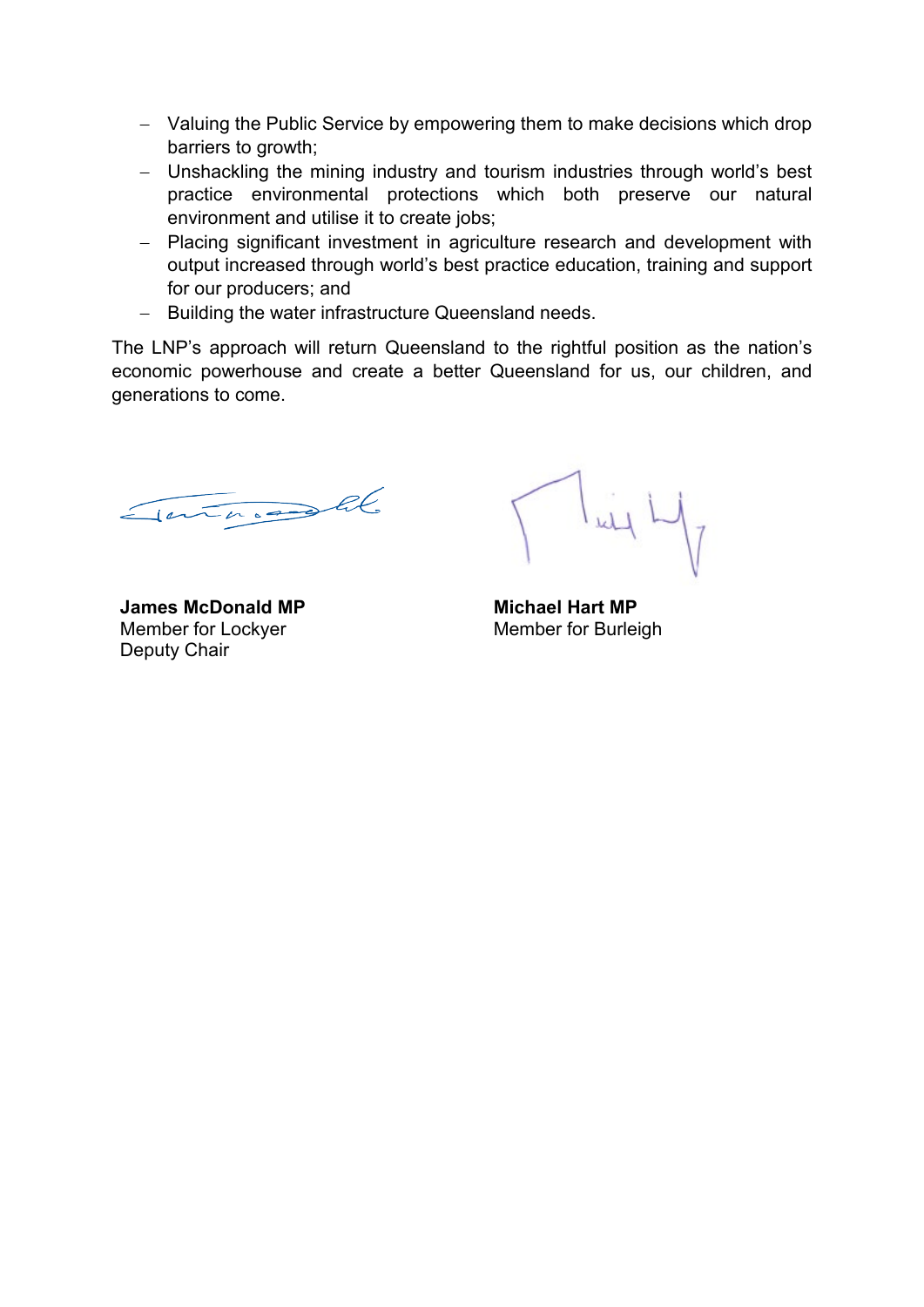- Valuing the Public Service by empowering them to make decisions which drop barriers to growth;
- Unshackling the mining industry and tourism industries through world's best practice environmental protections which both preserve our natural environment and utilise it to create jobs;
- Placing significant investment in agriculture research and development with output increased through world's best practice education, training and support for our producers; and
- Building the water infrastructure Queensland needs.

The LNP's approach will return Queensland to the rightful position as the nation's economic powerhouse and create a better Queensland for us, our children, and generations to come.

**James McDonald MP**
Member for Lockyer
Deputy Chair

**Michael Hart MP**
Member for Burleigh